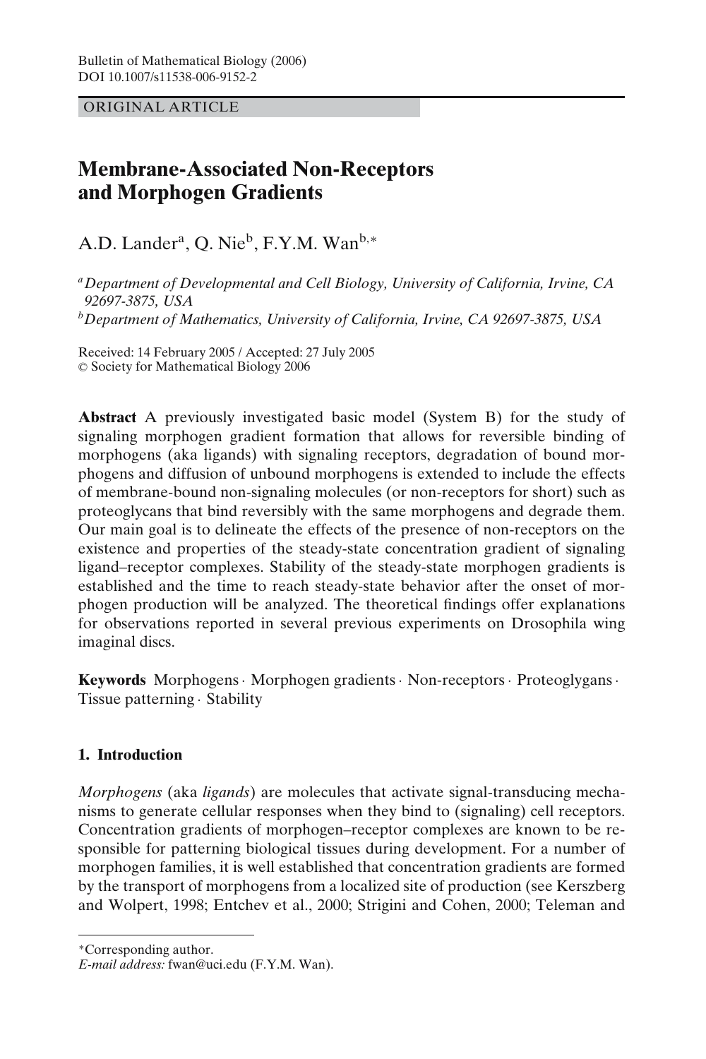Bulletin of Mathematical Biology (2006)
DOI 10.1007/s11538-006-9152-2

ORIGINAL ARTICLE

# Membrane-Associated Non-Receptors and Morphogen Gradients

A.D. Lander[a], Q. Nie[b], F.Y.M. Wan[b,*]

[a] *Department of Developmental and Cell Biology, University of California, Irvine, CA 92697-3875, USA*
[b] *Department of Mathematics, University of California, Irvine, CA 92697-3875, USA*

Received: 14 February 2005 / Accepted: 27 July 2005
© Society for Mathematical Biology 2006

**Abstract** A previously investigated basic model (System B) for the study of signaling morphogen gradient formation that allows for reversible binding of morphogens (aka ligands) with signaling receptors, degradation of bound morphogens and diffusion of unbound morphogens is extended to include the effects of membrane-bound non-signaling molecules (or non-receptors for short) such as proteoglycans that bind reversibly with the same morphogens and degrade them. Our main goal is to delineate the effects of the presence of non-receptors on the existence and properties of the steady-state concentration gradient of signaling ligand–receptor complexes. Stability of the steady-state morphogen gradients is established and the time to reach steady-state behavior after the onset of morphogen production will be analyzed. The theoretical findings offer explanations for observations reported in several previous experiments on Drosophila wing imaginal discs.

**Keywords** Morphogens · Morphogen gradients · Non-receptors · Proteoglygans · Tissue patterning · Stability

## 1. Introduction

*Morphogens* (aka *ligands*) are molecules that activate signal-transducing mechanisms to generate cellular responses when they bind to (signaling) cell receptors. Concentration gradients of morphogen–receptor complexes are known to be responsible for patterning biological tissues during development. For a number of morphogen families, it is well established that concentration gradients are formed by the transport of morphogens from a localized site of production (see Kerszberg and Wolpert, 1998; Entchev et al., 2000; Strigini and Cohen, 2000; Teleman and

*Corresponding author.
*E-mail address:* fwan@uci.edu (F.Y.M. Wan).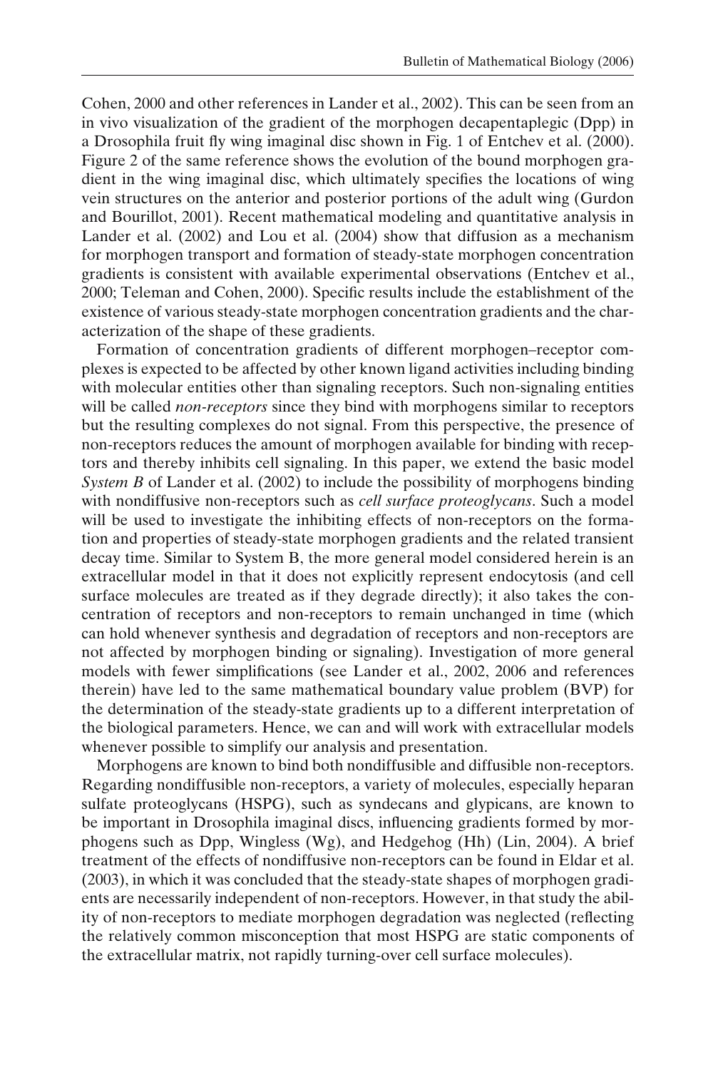Cohen, 2000 and other references in Lander et al., 2002). This can be seen from an in vivo visualization of the gradient of the morphogen decapentaplegic (Dpp) in a Drosophila fruit fly wing imaginal disc shown in Fig. 1 of Entchev et al. (2000). Figure 2 of the same reference shows the evolution of the bound morphogen gradient in the wing imaginal disc, which ultimately specifies the locations of wing vein structures on the anterior and posterior portions of the adult wing (Gurdon and Bourillot, 2001). Recent mathematical modeling and quantitative analysis in Lander et al. (2002) and Lou et al. (2004) show that diffusion as a mechanism for morphogen transport and formation of steady-state morphogen concentration gradients is consistent with available experimental observations (Entchev et al., 2000; Teleman and Cohen, 2000). Specific results include the establishment of the existence of various steady-state morphogen concentration gradients and the characterization of the shape of these gradients.

Formation of concentration gradients of different morphogen–receptor complexes is expected to be affected by other known ligand activities including binding with molecular entities other than signaling receptors. Such non-signaling entities will be called *non-receptors* since they bind with morphogens similar to receptors but the resulting complexes do not signal. From this perspective, the presence of non-receptors reduces the amount of morphogen available for binding with receptors and thereby inhibits cell signaling. In this paper, we extend the basic model *System B* of Lander et al. (2002) to include the possibility of morphogens binding with nondiffusive non-receptors such as *cell surface proteoglycans*. Such a model will be used to investigate the inhibiting effects of non-receptors on the formation and properties of steady-state morphogen gradients and the related transient decay time. Similar to System B, the more general model considered herein is an extracellular model in that it does not explicitly represent endocytosis (and cell surface molecules are treated as if they degrade directly); it also takes the concentration of receptors and non-receptors to remain unchanged in time (which can hold whenever synthesis and degradation of receptors and non-receptors are not affected by morphogen binding or signaling). Investigation of more general models with fewer simplifications (see Lander et al., 2002, 2006 and references therein) have led to the same mathematical boundary value problem (BVP) for the determination of the steady-state gradients up to a different interpretation of the biological parameters. Hence, we can and will work with extracellular models whenever possible to simplify our analysis and presentation.

Morphogens are known to bind both nondiffusible and diffusible non-receptors. Regarding nondiffusible non-receptors, a variety of molecules, especially heparan sulfate proteoglycans (HSPG), such as syndecans and glypicans, are known to be important in Drosophila imaginal discs, influencing gradients formed by morphogens such as Dpp, Wingless (Wg), and Hedgehog (Hh) (Lin, 2004). A brief treatment of the effects of nondiffusive non-receptors can be found in Eldar et al. (2003), in which it was concluded that the steady-state shapes of morphogen gradients are necessarily independent of non-receptors. However, in that study the ability of non-receptors to mediate morphogen degradation was neglected (reflecting the relatively common misconception that most HSPG are static components of the extracellular matrix, not rapidly turning-over cell surface molecules).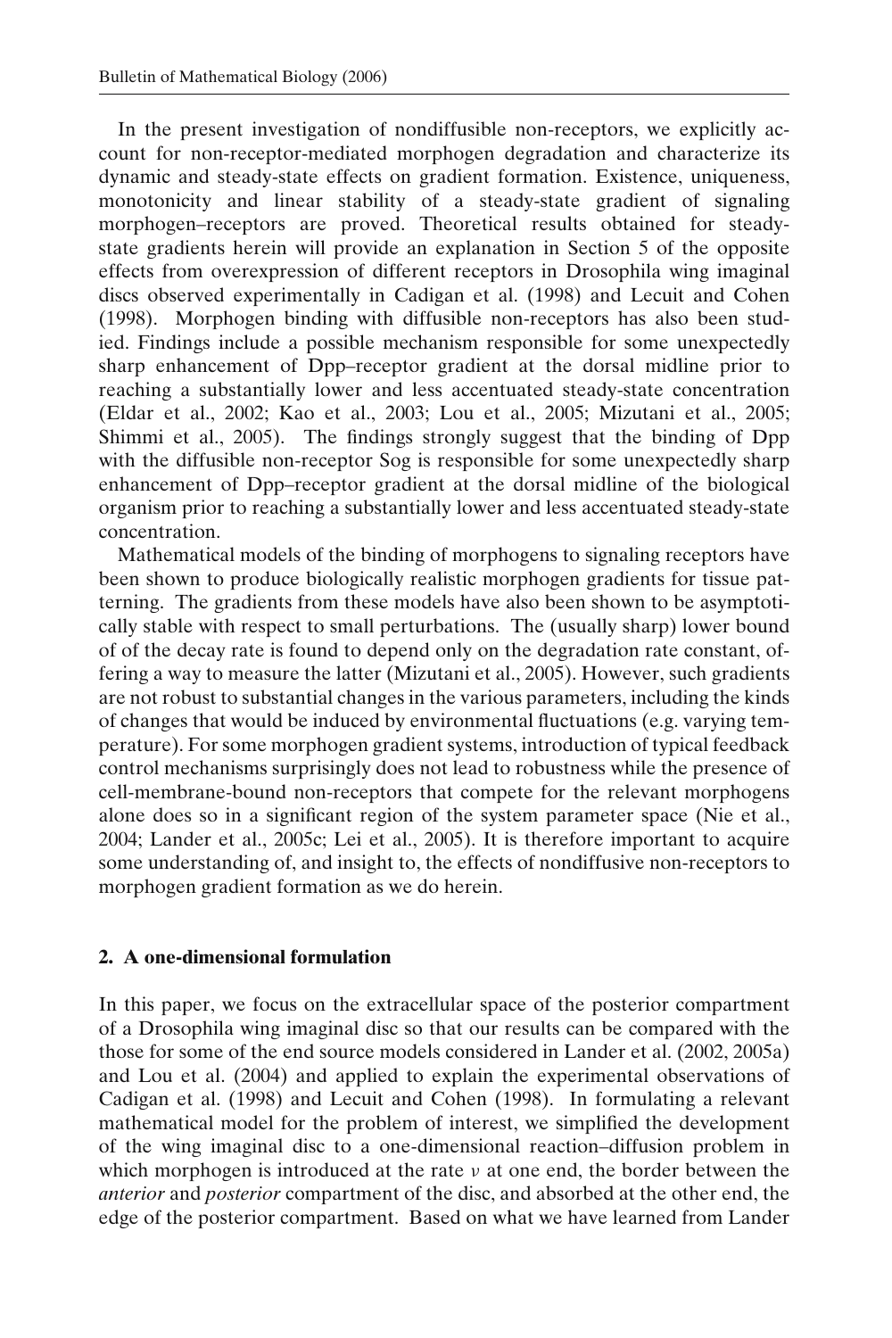In the present investigation of nondiffusible non-receptors, we explicitly account for non-receptor-mediated morphogen degradation and characterize its dynamic and steady-state effects on gradient formation. Existence, uniqueness, monotonicity and linear stability of a steady-state gradient of signaling morphogen–receptors are proved. Theoretical results obtained for steady-state gradients herein will provide an explanation in Section 5 of the opposite effects from overexpression of different receptors in Drosophila wing imaginal discs observed experimentally in Cadigan et al. (1998) and Lecuit and Cohen (1998). Morphogen binding with diffusible non-receptors has also been studied. Findings include a possible mechanism responsible for some unexpectedly sharp enhancement of Dpp–receptor gradient at the dorsal midline prior to reaching a substantially lower and less accentuated steady-state concentration (Eldar et al., 2002; Kao et al., 2003; Lou et al., 2005; Mizutani et al., 2005; Shimmi et al., 2005). The findings strongly suggest that the binding of Dpp with the diffusible non-receptor Sog is responsible for some unexpectedly sharp enhancement of Dpp–receptor gradient at the dorsal midline of the biological organism prior to reaching a substantially lower and less accentuated steady-state concentration.

Mathematical models of the binding of morphogens to signaling receptors have been shown to produce biologically realistic morphogen gradients for tissue patterning. The gradients from these models have also been shown to be asymptotically stable with respect to small perturbations. The (usually sharp) lower bound of of the decay rate is found to depend only on the degradation rate constant, offering a way to measure the latter (Mizutani et al., 2005). However, such gradients are not robust to substantial changes in the various parameters, including the kinds of changes that would be induced by environmental fluctuations (e.g. varying temperature). For some morphogen gradient systems, introduction of typical feedback control mechanisms surprisingly does not lead to robustness while the presence of cell-membrane-bound non-receptors that compete for the relevant morphogens alone does so in a significant region of the system parameter space (Nie et al., 2004; Lander et al., 2005c; Lei et al., 2005). It is therefore important to acquire some understanding of, and insight to, the effects of nondiffusive non-receptors to morphogen gradient formation as we do herein.

## 2. A one-dimensional formulation

In this paper, we focus on the extracellular space of the posterior compartment of a Drosophila wing imaginal disc so that our results can be compared with the those for some of the end source models considered in Lander et al. (2002, 2005a) and Lou et al. (2004) and applied to explain the experimental observations of Cadigan et al. (1998) and Lecuit and Cohen (1998). In formulating a relevant mathematical model for the problem of interest, we simplified the development of the wing imaginal disc to a one-dimensional reaction–diffusion problem in which morphogen is introduced at the rate $\nu$ at one end, the border between the *anterior* and *posterior* compartment of the disc, and absorbed at the other end, the edge of the posterior compartment. Based on what we have learned from Lander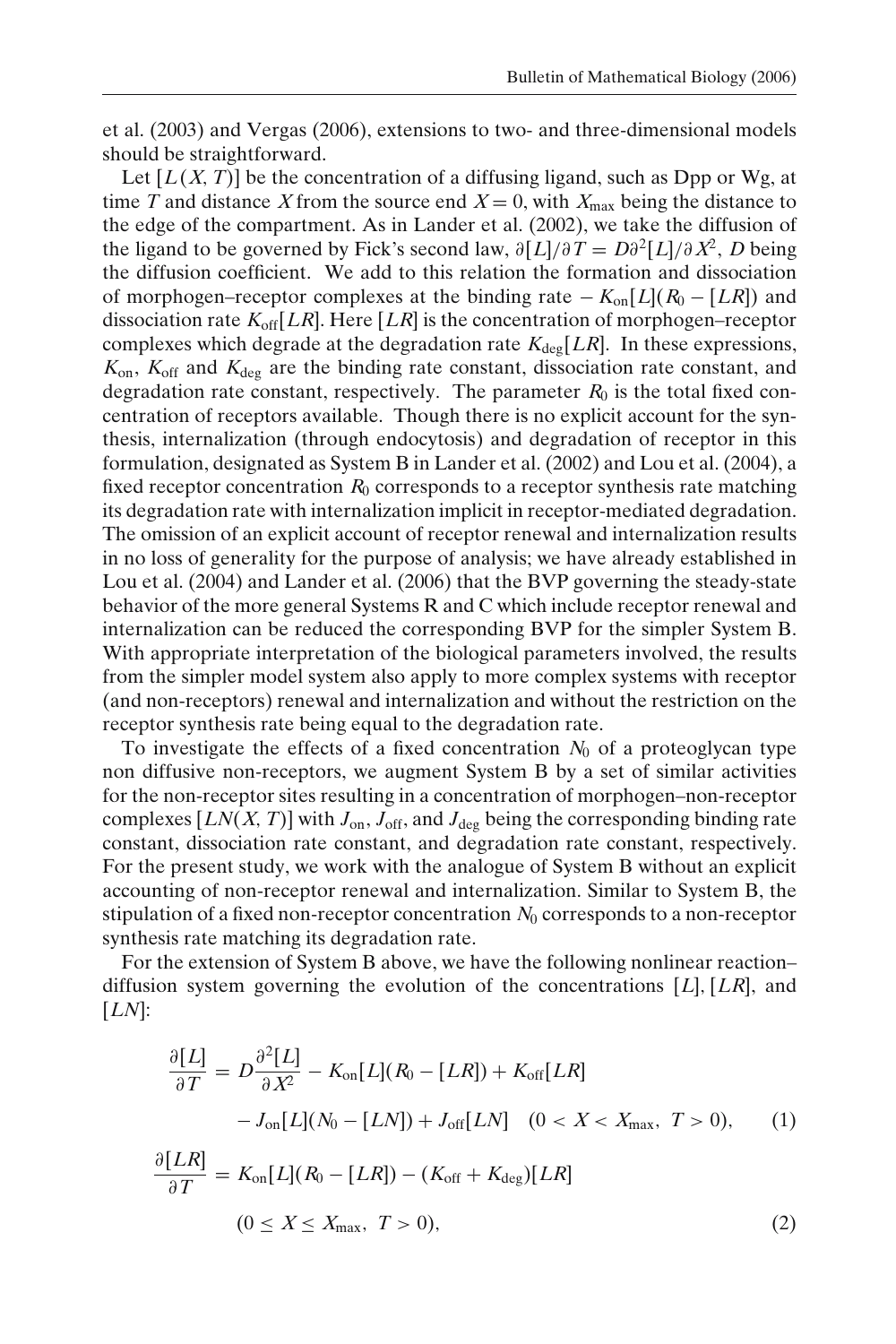et al. (2003) and Vergas (2006), extensions to two- and three-dimensional models should be straightforward.

Let $[L(X, T)]$ be the concentration of a diffusing ligand, such as Dpp or Wg, at time $T$ and distance $X$ from the source end $X = 0$, with $X_{\max}$ being the distance to the edge of the compartment. As in Lander et al. (2002), we take the diffusion of the ligand to be governed by Fick's second law, $\partial[L]/\partial T = D\partial^2[L]/\partial X^2$, $D$ being the diffusion coefficient. We add to this relation the formation and dissociation of morphogen–receptor complexes at the binding rate $-K_{\text{on}}[L](R_0 - [LR])$ and dissociation rate $K_{\text{off}}[LR]$. Here $[LR]$ is the concentration of morphogen–receptor complexes which degrade at the degradation rate $K_{\text{deg}}[LR]$. In these expressions, $K_{\text{on}}$, $K_{\text{off}}$ and $K_{\text{deg}}$ are the binding rate constant, dissociation rate constant, and degradation rate constant, respectively. The parameter $R_0$ is the total fixed concentration of receptors available. Though there is no explicit account for the synthesis, internalization (through endocytosis) and degradation of receptor in this formulation, designated as System B in Lander et al. (2002) and Lou et al. (2004), a fixed receptor concentration $R_0$ corresponds to a receptor synthesis rate matching its degradation rate with internalization implicit in receptor-mediated degradation. The omission of an explicit account of receptor renewal and internalization results in no loss of generality for the purpose of analysis; we have already established in Lou et al. (2004) and Lander et al. (2006) that the BVP governing the steady-state behavior of the more general Systems R and C which include receptor renewal and internalization can be reduced the corresponding BVP for the simpler System B. With appropriate interpretation of the biological parameters involved, the results from the simpler model system also apply to more complex systems with receptor (and non-receptors) renewal and internalization and without the restriction on the receptor synthesis rate being equal to the degradation rate.

To investigate the effects of a fixed concentration $N_0$ of a proteoglycan type non diffusive non-receptors, we augment System B by a set of similar activities for the non-receptor sites resulting in a concentration of morphogen–non-receptor complexes $[LN(X, T)]$ with $J_{\text{on}}$, $J_{\text{off}}$, and $J_{\text{deg}}$ being the corresponding binding rate constant, dissociation rate constant, and degradation rate constant, respectively. For the present study, we work with the analogue of System B without an explicit accounting of non-receptor renewal and internalization. Similar to System B, the stipulation of a fixed non-receptor concentration $N_0$ corresponds to a non-receptor synthesis rate matching its degradation rate.

For the extension of System B above, we have the following nonlinear reaction–diffusion system governing the evolution of the concentrations $[L]$, $[LR]$, and $[LN]$:

$$\frac{\partial[L]}{\partial T} = D\frac{\partial^2[L]}{\partial X^2} - K_{\text{on}}[L](R_0 - [LR]) + K_{\text{off}}[LR] - J_{\text{on}}[L](N_0 - [LN]) + J_{\text{off}}[LN] \quad (0 < X < X_{\max},\ T > 0), \tag{1}$$

$$\frac{\partial[LR]}{\partial T} = K_{\text{on}}[L](R_0 - [LR]) - (K_{\text{off}} + K_{\text{deg}})[LR] \quad (0 \le X \le X_{\max},\ T > 0), \tag{2}$$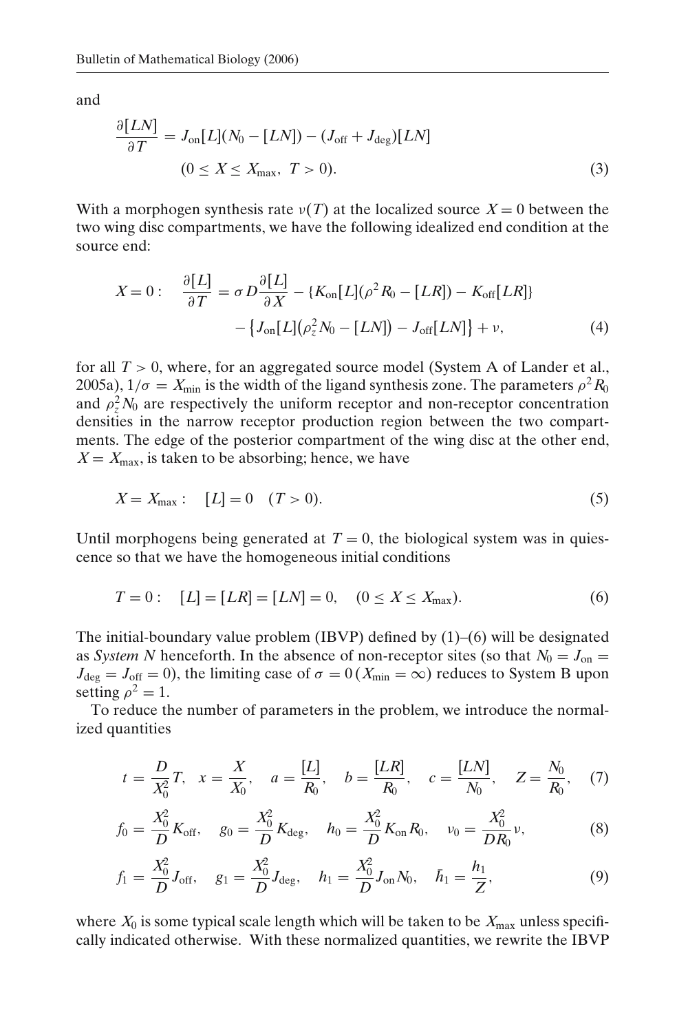and

$$\frac{\partial [LN]}{\partial T} = J_{\text{on}}[L](N_0 - [LN]) - (J_{\text{off}} + J_{\text{deg}})[LN]$$
$$(0 \le X \le X_{\max},\ T > 0). \tag{3}$$

With a morphogen synthesis rate $\nu(T)$ at the localized source $X = 0$ between the two wing disc compartments, we have the following idealized end condition at the source end:

$$X = 0: \quad \frac{\partial [L]}{\partial T} = \sigma D \frac{\partial [L]}{\partial X} - \{K_{\text{on}}[L](\rho^2 R_0 - [LR]) - K_{\text{off}}[LR]\}$$
$$- \left\{J_{\text{on}}[L]\left(\rho_z^2 N_0 - [LN]\right) - J_{\text{off}}[LN]\right\} + \nu, \tag{4}$$

for all $T > 0$, where, for an aggregated source model (System A of Lander et al., 2005a), $1/\sigma = X_{\min}$ is the width of the ligand synthesis zone. The parameters $\rho^2 R_0$ and $\rho_z^2 N_0$ are respectively the uniform receptor and non-receptor concentration densities in the narrow receptor production region between the two compartments. The edge of the posterior compartment of the wing disc at the other end, $X = X_{\max}$, is taken to be absorbing; hence, we have

$$X = X_{\max}: \quad [L] = 0 \quad (T > 0). \tag{5}$$

Until morphogens being generated at $T = 0$, the biological system was in quiescence so that we have the homogeneous initial conditions

$$T = 0: \quad [L] = [LR] = [LN] = 0, \quad (0 \le X \le X_{\max}). \tag{6}$$

The initial-boundary value problem (IBVP) defined by (1)–(6) will be designated as *System N* henceforth. In the absence of non-receptor sites (so that $N_0 = J_{\text{on}} = J_{\text{deg}} = J_{\text{off}} = 0$), the limiting case of $\sigma = 0\,(X_{\min} = \infty)$ reduces to System B upon setting $\rho^2 = 1$.

To reduce the number of parameters in the problem, we introduce the normalized quantities

$$t = \frac{D}{X_0^2}T, \quad x = \frac{X}{X_0}, \quad a = \frac{[L]}{R_0}, \quad b = \frac{[LR]}{R_0}, \quad c = \frac{[LN]}{N_0}, \quad Z = \frac{N_0}{R_0}, \tag{7}$$

$$f_0 = \frac{X_0^2}{D}K_{\text{off}}, \quad g_0 = \frac{X_0^2}{D}K_{\text{deg}}, \quad h_0 = \frac{X_0^2}{D}K_{\text{on}}R_0, \quad \nu_0 = \frac{X_0^2}{DR_0}\nu, \tag{8}$$

$$f_1 = \frac{X_0^2}{D}J_{\text{off}}, \quad g_1 = \frac{X_0^2}{D}J_{\text{deg}}, \quad h_1 = \frac{X_0^2}{D}J_{\text{on}}N_0, \quad \bar{h}_1 = \frac{h_1}{Z}, \tag{9}$$

where $X_0$ is some typical scale length which will be taken to be $X_{\max}$ unless specifically indicated otherwise. With these normalized quantities, we rewrite the IBVP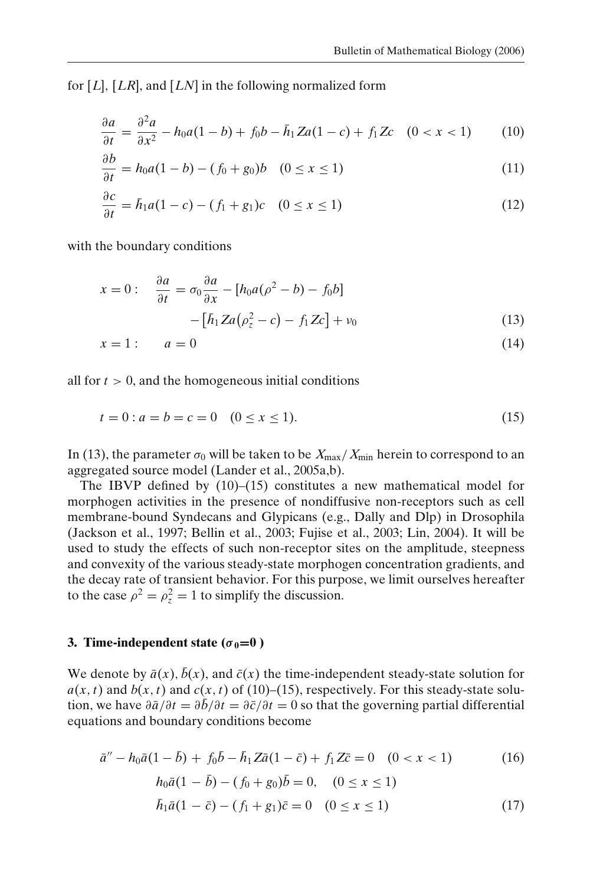for $[L]$, $[LR]$, and $[LN]$ in the following normalized form

$$\frac{\partial a}{\partial t} = \frac{\partial^2 a}{\partial x^2} - h_0 a(1-b) + f_0 b - \bar{h}_1 Z a(1-c) + f_1 Z c \quad (0 < x < 1) \tag{10}$$

$$\frac{\partial b}{\partial t} = h_0 a(1-b) - (f_0 + g_0) b \quad (0 \le x \le 1) \tag{11}$$

$$\frac{\partial c}{\partial t} = \bar{h}_1 a(1-c) - (f_1 + g_1) c \quad (0 \le x \le 1) \tag{12}$$

with the boundary conditions

$$x = 0: \quad \frac{\partial a}{\partial t} = \sigma_0 \frac{\partial a}{\partial x} - [h_0 a(\rho^2 - b) - f_0 b] - \left[\bar{h}_1 Z a\left(\rho_z^2 - c\right) - f_1 Z c\right] + \nu_0 \tag{13}$$

$$x = 1: \qquad a = 0 \tag{14}$$

all for $t > 0$, and the homogeneous initial conditions

$$t = 0 : a = b = c = 0 \quad (0 \le x \le 1). \tag{15}$$

In (13), the parameter $\sigma_0$ will be taken to be $X_{\max}/X_{\min}$ herein to correspond to an aggregated source model (Lander et al., 2005a,b).

The IBVP defined by (10)–(15) constitutes a new mathematical model for morphogen activities in the presence of nondiffusive non-receptors such as cell membrane-bound Syndecans and Glypicans (e.g., Dally and Dlp) in Drosophila (Jackson et al., 1997; Bellin et al., 2003; Fujise et al., 2003; Lin, 2004). It will be used to study the effects of such non-receptor sites on the amplitude, steepness and convexity of the various steady-state morphogen concentration gradients, and the decay rate of transient behavior. For this purpose, we limit ourselves hereafter to the case $\rho^2 = \rho_z^2 = 1$ to simplify the discussion.

## 3. Time-independent state ($\sigma_0 = 0$)

We denote by $\bar{a}(x)$, $\bar{b}(x)$, and $\bar{c}(x)$ the time-independent steady-state solution for $a(x, t)$ and $b(x, t)$ and $c(x, t)$ of (10)–(15), respectively. For this steady-state solution, we have $\partial \bar{a}/\partial t = \partial \bar{b}/\partial t = \partial \bar{c}/\partial t = 0$ so that the governing partial differential equations and boundary conditions become

$$\bar{a}'' - h_0 \bar{a}(1 - \bar{b}) + f_0 \bar{b} - \bar{h}_1 Z \bar{a}(1 - \bar{c}) + f_1 Z \bar{c} = 0 \quad (0 < x < 1) \tag{16}$$

$$h_0 \bar{a}(1 - \bar{b}) - (f_0 + g_0)\bar{b} = 0, \quad (0 \le x \le 1)$$

$$\bar{h}_1 \bar{a}(1 - \bar{c}) - (f_1 + g_1)\bar{c} = 0 \quad (0 \le x \le 1) \tag{17}$$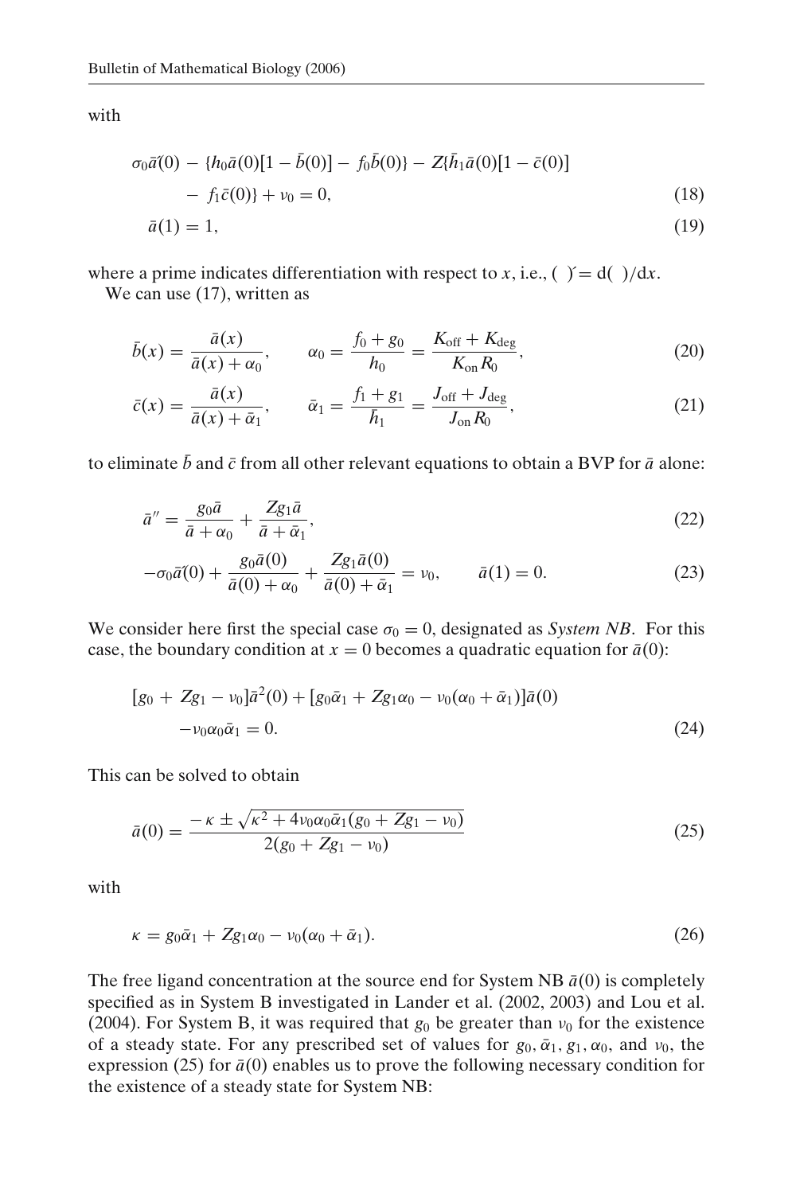with

$$\sigma_0 \bar{a}'(0) - \{h_0 \bar{a}(0)[1 - \bar{b}(0)] - f_0 \bar{b}(0)\} - Z\{\bar{h}_1 \bar{a}(0)[1 - \bar{c}(0)] - f_1 \bar{c}(0)\} + \nu_0 = 0, \tag{18}$$

$$\bar{a}(1) = 1, \tag{19}$$

where a prime indicates differentiation with respect to $x$, i.e., $(\ )' = \mathrm{d}(\ )/\mathrm{d}x$.

We can use (17), written as

$$\bar{b}(x) = \frac{\bar{a}(x)}{\bar{a}(x) + \alpha_0}, \qquad \alpha_0 = \frac{f_0 + g_0}{h_0} = \frac{K_{\text{off}} + K_{\text{deg}}}{K_{\text{on}} R_0}, \tag{20}$$

$$\bar{c}(x) = \frac{\bar{a}(x)}{\bar{a}(x) + \bar{\alpha}_1}, \qquad \bar{\alpha}_1 = \frac{f_1 + g_1}{\bar{h}_1} = \frac{J_{\text{off}} + J_{\text{deg}}}{J_{\text{on}} R_0}, \tag{21}$$

to eliminate $\bar{b}$ and $\bar{c}$ from all other relevant equations to obtain a BVP for $\bar{a}$ alone:

$$\bar{a}'' = \frac{g_0 \bar{a}}{\bar{a} + \alpha_0} + \frac{Z g_1 \bar{a}}{\bar{a} + \bar{\alpha}_1}, \tag{22}$$

$$-\sigma_0 \bar{a}'(0) + \frac{g_0 \bar{a}(0)}{\bar{a}(0) + \alpha_0} + \frac{Z g_1 \bar{a}(0)}{\bar{a}(0) + \bar{\alpha}_1} = \nu_0, \qquad \bar{a}(1) = 0. \tag{23}$$

We consider here first the special case $\sigma_0 = 0$, designated as *System NB*. For this case, the boundary condition at $x = 0$ becomes a quadratic equation for $\bar{a}(0)$:

$$[g_0 + Z g_1 - \nu_0]\bar{a}^2(0) + [g_0 \bar{\alpha}_1 + Z g_1 \alpha_0 - \nu_0(\alpha_0 + \bar{\alpha}_1)]\bar{a}(0) - \nu_0 \alpha_0 \bar{\alpha}_1 = 0. \tag{24}$$

This can be solved to obtain

$$\bar{a}(0) = \frac{-\kappa \pm \sqrt{\kappa^2 + 4\nu_0 \alpha_0 \bar{\alpha}_1 (g_0 + Z g_1 - \nu_0)}}{2(g_0 + Z g_1 - \nu_0)} \tag{25}$$

with

$$\kappa = g_0 \bar{\alpha}_1 + Z g_1 \alpha_0 - \nu_0(\alpha_0 + \bar{\alpha}_1). \tag{26}$$

The free ligand concentration at the source end for System NB $\bar{a}(0)$ is completely specified as in System B investigated in Lander et al. (2002, 2003) and Lou et al. (2004). For System B, it was required that $g_0$ be greater than $\nu_0$ for the existence of a steady state. For any prescribed set of values for $g_0, \bar{\alpha}_1, g_1, \alpha_0$, and $\nu_0$, the expression (25) for $\bar{a}(0)$ enables us to prove the following necessary condition for the existence of a steady state for System NB: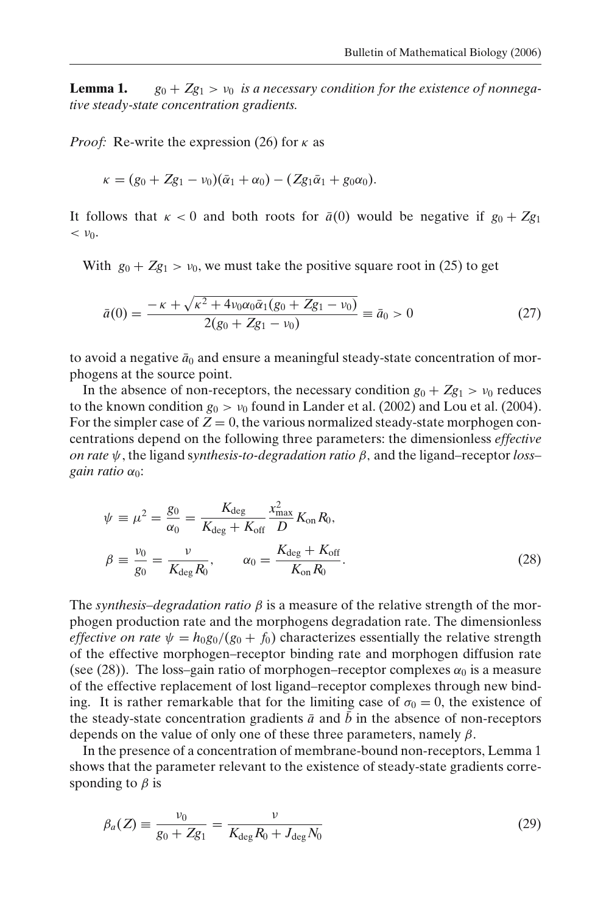**Lemma 1.** *$g_0 + Zg_1 > \nu_0$ is a necessary condition for the existence of nonnegative steady-state concentration gradients.*

*Proof:* Re-write the expression (26) for $\kappa$ as

$$\kappa = (g_0 + Zg_1 - \nu_0)(\bar{\alpha}_1 + \alpha_0) - (Zg_1\bar{\alpha}_1 + g_0\alpha_0).$$

It follows that $\kappa < 0$ and both roots for $\bar{a}(0)$ would be negative if $g_0 + Zg_1 < \nu_0$.

With $g_0 + Zg_1 > \nu_0$, we must take the positive square root in (25) to get

$$\bar{a}(0) = \frac{-\kappa + \sqrt{\kappa^2 + 4\nu_0\alpha_0\bar{\alpha}_1(g_0 + Zg_1 - \nu_0)}}{2(g_0 + Zg_1 - \nu_0)} \equiv \bar{a}_0 > 0 \tag{27}$$

to avoid a negative $\bar{a}_0$ and ensure a meaningful steady-state concentration of morphogens at the source point.

In the absence of non-receptors, the necessary condition $g_0 + Zg_1 > \nu_0$ reduces to the known condition $g_0 > \nu_0$ found in Lander et al. (2002) and Lou et al. (2004). For the simpler case of $Z = 0$, the various normalized steady-state morphogen concentrations depend on the following three parameters: the dimensionless *effective on rate* $\psi$, the ligand s*ynthesis-to-degradation ratio* $\beta$, and the ligand–receptor *loss–gain ratio* $\alpha_0$:

$$\psi \equiv \mu^2 = \frac{g_0}{\alpha_0} = \frac{K_{\text{deg}}}{K_{\text{deg}} + K_{\text{off}}}\frac{x_{\max}^2}{D}K_{\text{on}}R_0,$$
$$\beta \equiv \frac{\nu_0}{g_0} = \frac{\nu}{K_{\text{deg}}R_0}, \qquad \alpha_0 = \frac{K_{\text{deg}} + K_{\text{off}}}{K_{\text{on}}R_0}. \tag{28}$$

The *synthesis–degradation ratio* $\beta$ is a measure of the relative strength of the morphogen production rate and the morphogens degradation rate. The dimensionless *effective on rate* $\psi = h_0 g_0/(g_0 + f_0)$ characterizes essentially the relative strength of the effective morphogen–receptor binding rate and morphogen diffusion rate (see (28)). The loss–gain ratio of morphogen–receptor complexes $\alpha_0$ is a measure of the effective replacement of lost ligand–receptor complexes through new binding. It is rather remarkable that for the limiting case of $\sigma_0 = 0$, the existence of the steady-state concentration gradients $\bar{a}$ and $\bar{b}$ in the absence of non-receptors depends on the value of only one of these three parameters, namely $\beta$.

In the presence of a concentration of membrane-bound non-receptors, Lemma 1 shows that the parameter relevant to the existence of steady-state gradients corresponding to $\beta$ is

$$\beta_a(Z) \equiv \frac{\nu_0}{g_0 + Zg_1} = \frac{\nu}{K_{\text{deg}}R_0 + J_{\text{deg}}N_0} \tag{29}$$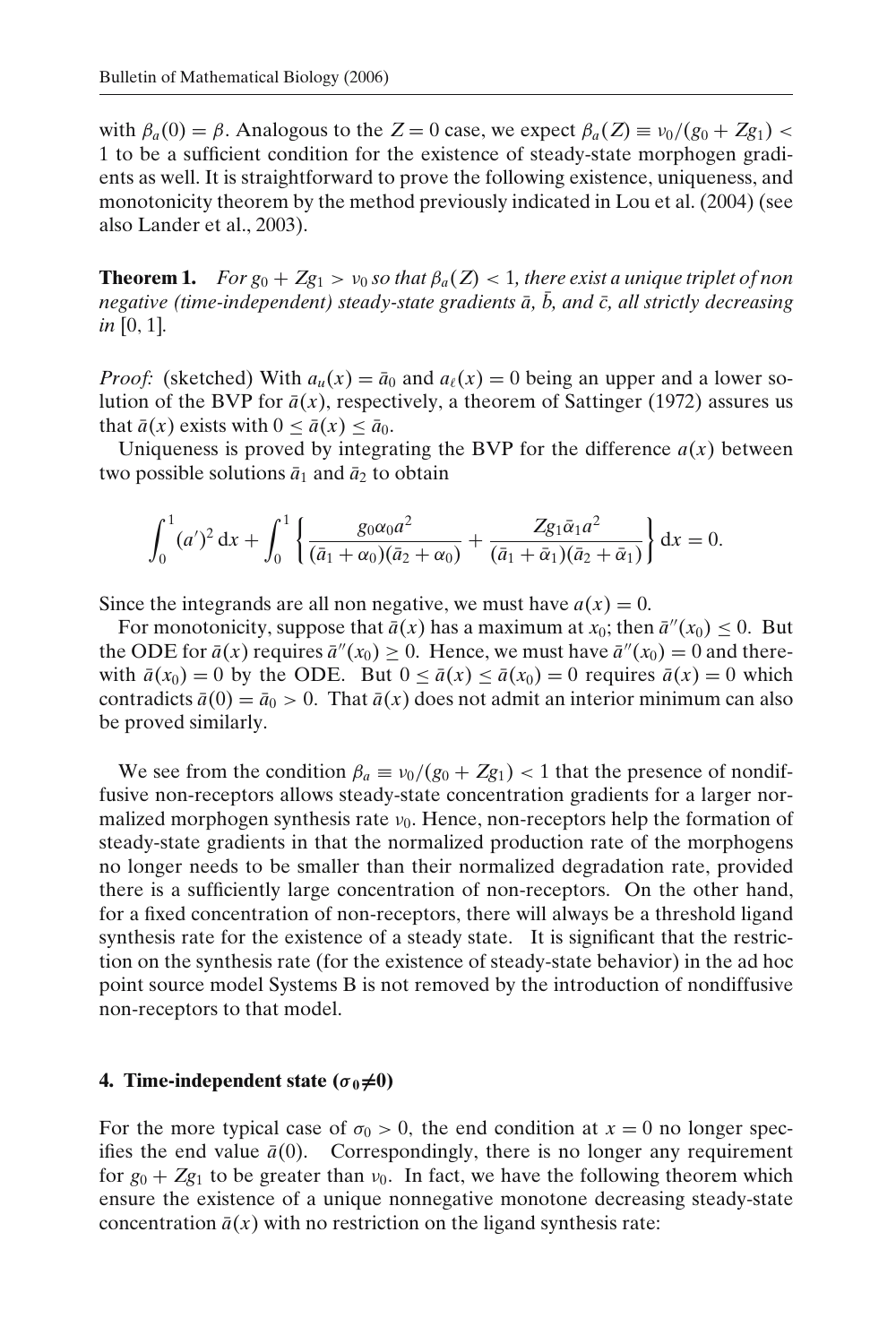with $\beta_a(0) = \beta$. Analogous to the $Z = 0$ case, we expect $\beta_a(Z) \equiv \nu_0/(g_0 + Zg_1) < 1$ to be a sufficient condition for the existence of steady-state morphogen gradients as well. It is straightforward to prove the following existence, uniqueness, and monotonicity theorem by the method previously indicated in Lou et al. (2004) (see also Lander et al., 2003).

**Theorem 1.** *For $g_0 + Zg_1 > \nu_0$ so that $\beta_a(Z) < 1$, there exist a unique triplet of non negative (time-independent) steady-state gradients $\bar{a}$, $\bar{b}$, and $\bar{c}$, all strictly decreasing in* $[0, 1]$.

*Proof:* (sketched) With $a_u(x) = \bar{a}_0$ and $a_\ell(x) = 0$ being an upper and a lower solution of the BVP for $\bar{a}(x)$, respectively, a theorem of Sattinger (1972) assures us that $\bar{a}(x)$ exists with $0 \leq \bar{a}(x) \leq \bar{a}_0$.

Uniqueness is proved by integrating the BVP for the difference $a(x)$ between two possible solutions $\bar{a}_1$ and $\bar{a}_2$ to obtain

$$\int_0^1 (a')^2 \, \mathrm{d}x + \int_0^1 \left\{ \frac{g_0 \alpha_0 a^2}{(\bar{a}_1 + \alpha_0)(\bar{a}_2 + \alpha_0)} + \frac{Z g_1 \bar{\alpha}_1 a^2}{(\bar{a}_1 + \bar{\alpha}_1)(\bar{a}_2 + \bar{\alpha}_1)} \right\} \mathrm{d}x = 0.$$

Since the integrands are all non negative, we must have $a(x) = 0$.

For monotonicity, suppose that $\bar{a}(x)$ has a maximum at $x_0$; then $\bar{a}''(x_0) \leq 0$. But the ODE for $\bar{a}(x)$ requires $\bar{a}''(x_0) \geq 0$. Hence, we must have $\bar{a}''(x_0) = 0$ and therewith $\bar{a}(x_0) = 0$ by the ODE. But $0 \leq \bar{a}(x) \leq \bar{a}(x_0) = 0$ requires $\bar{a}(x) = 0$ which contradicts $\bar{a}(0) = \bar{a}_0 > 0$. That $\bar{a}(x)$ does not admit an interior minimum can also be proved similarly.

We see from the condition $\beta_a \equiv \nu_0/(g_0 + Zg_1) < 1$ that the presence of nondiffusive non-receptors allows steady-state concentration gradients for a larger normalized morphogen synthesis rate $\nu_0$. Hence, non-receptors help the formation of steady-state gradients in that the normalized production rate of the morphogens no longer needs to be smaller than their normalized degradation rate, provided there is a sufficiently large concentration of non-receptors. On the other hand, for a fixed concentration of non-receptors, there will always be a threshold ligand synthesis rate for the existence of a steady state. It is significant that the restriction on the synthesis rate (for the existence of steady-state behavior) in the ad hoc point source model Systems B is not removed by the introduction of nondiffusive non-receptors to that model.

## 4. Time-independent state ($\sigma_0 \neq 0$)

For the more typical case of $\sigma_0 > 0$, the end condition at $x = 0$ no longer specifies the end value $\bar{a}(0)$. Correspondingly, there is no longer any requirement for $g_0 + Zg_1$ to be greater than $\nu_0$. In fact, we have the following theorem which ensure the existence of a unique nonnegative monotone decreasing steady-state concentration $\bar{a}(x)$ with no restriction on the ligand synthesis rate: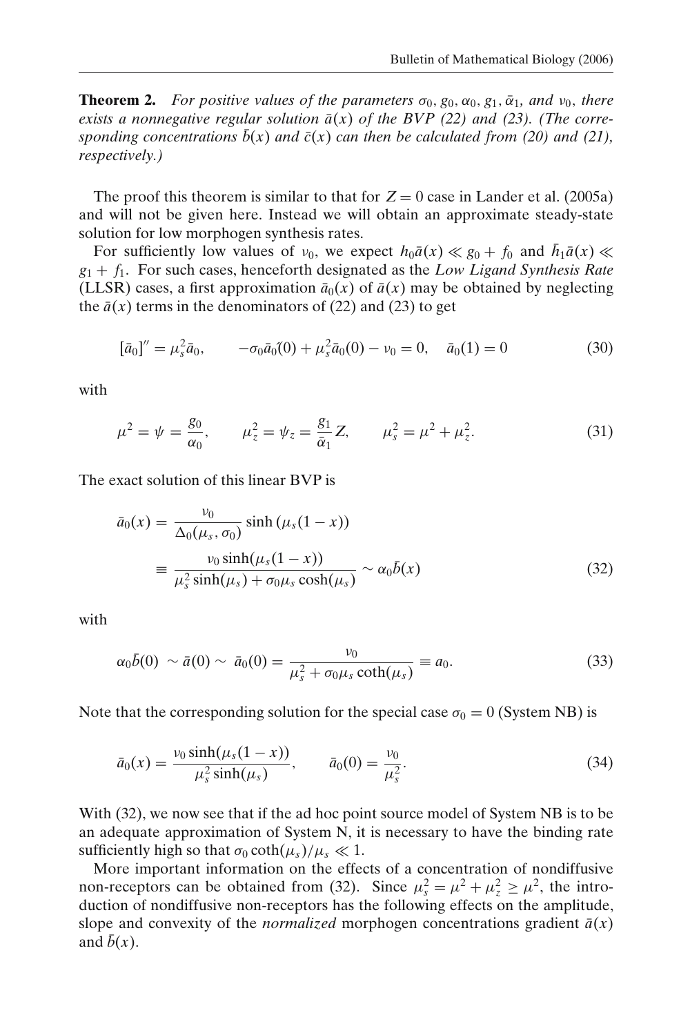**Theorem 2.** *For positive values of the parameters $\sigma_0, g_0, \alpha_0, g_1, \bar{\alpha}_1$, and $\nu_0$, there exists a nonnegative regular solution $\bar{a}(x)$ of the BVP (22) and (23). (The corresponding concentrations $\bar{b}(x)$ and $\bar{c}(x)$ can then be calculated from (20) and (21), respectively.)*

The proof this theorem is similar to that for $Z = 0$ case in Lander et al. (2005a) and will not be given here. Instead we will obtain an approximate steady-state solution for low morphogen synthesis rates.

For sufficiently low values of $\nu_0$, we expect $h_0\bar{a}(x) \ll g_0 + f_0$ and $\bar{h}_1\bar{a}(x) \ll g_1 + f_1$. For such cases, henceforth designated as the *Low Ligand Synthesis Rate* (LLSR) cases, a first approximation $\bar{a}_0(x)$ of $\bar{a}(x)$ may be obtained by neglecting the $\bar{a}(x)$ terms in the denominators of (22) and (23) to get

$$[\bar{a}_0]'' = \mu_s^2 \bar{a}_0, \qquad -\sigma_0 \bar{a}_0'(0) + \mu_s^2 \bar{a}_0(0) - \nu_0 = 0, \quad \bar{a}_0(1) = 0 \tag{30}$$

with

$$\mu^2 = \psi = \frac{g_0}{\alpha_0}, \qquad \mu_z^2 = \psi_z = \frac{g_1}{\bar{\alpha}_1} Z, \qquad \mu_s^2 = \mu^2 + \mu_z^2. \tag{31}$$

The exact solution of this linear BVP is

$$\begin{aligned}\bar{a}_0(x) &= \frac{\nu_0}{\Delta_0(\mu_s, \sigma_0)} \sinh\left(\mu_s(1-x)\right) \\ &\equiv \frac{\nu_0 \sinh(\mu_s(1-x))}{\mu_s^2 \sinh(\mu_s) + \sigma_0 \mu_s \cosh(\mu_s)} \sim \alpha_0 \bar{b}(x)\end{aligned} \tag{32}$$

with

$$\alpha_0 \bar{b}(0) \sim \bar{a}(0) \sim \bar{a}_0(0) = \frac{\nu_0}{\mu_s^2 + \sigma_0 \mu_s \coth(\mu_s)} \equiv a_0. \tag{33}$$

Note that the corresponding solution for the special case $\sigma_0 = 0$ (System NB) is

$$\bar{a}_0(x) = \frac{\nu_0 \sinh(\mu_s(1-x))}{\mu_s^2 \sinh(\mu_s)}, \qquad \bar{a}_0(0) = \frac{\nu_0}{\mu_s^2}. \tag{34}$$

With (32), we now see that if the ad hoc point source model of System NB is to be an adequate approximation of System N, it is necessary to have the binding rate sufficiently high so that $\sigma_0 \coth(\mu_s)/\mu_s \ll 1$.

More important information on the effects of a concentration of nondiffusive non-receptors can be obtained from (32). Since $\mu_s^2 = \mu^2 + \mu_z^2 \geq \mu^2$, the introduction of nondiffusive non-receptors has the following effects on the amplitude, slope and convexity of the *normalized* morphogen concentrations gradient $\bar{a}(x)$ and $\bar{b}(x)$.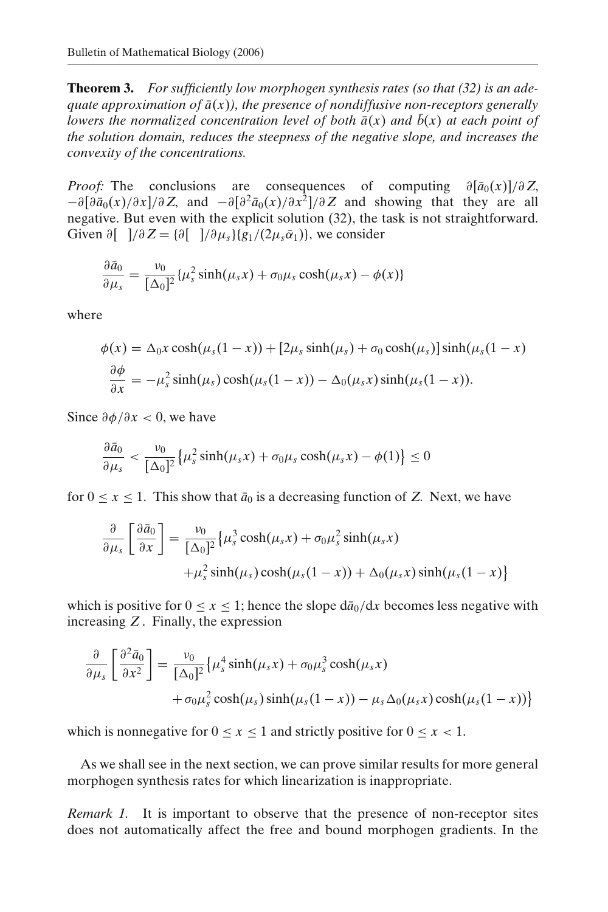**Theorem 3.** *For sufficiently low morphogen synthesis rates (so that (32) is an adequate approximation of $\bar{a}(x)$), the presence of nondiffusive non-receptors generally lowers the normalized concentration level of both $\bar{a}(x)$ and $\bar{b}(x)$ at each point of the solution domain, reduces the steepness of the negative slope, and increases the convexity of the concentrations.*

*Proof:* The conclusions are consequences of computing $\partial[\bar{a}_0(x)]/\partial Z$, $-\partial[\partial\bar{a}_0(x)/\partial x]/\partial Z$, and $-\partial[\partial^2\bar{a}_0(x)/\partial x^2]/\partial Z$ and showing that they are all negative. But even with the explicit solution (32), the task is not straightforward. Given $\partial[\ \ ]/\partial Z = \{\partial[\ \ ]/\partial\mu_s\}\{g_1/(2\mu_s\bar{\alpha}_1)\}$, we consider

$$\frac{\partial\bar{a}_0}{\partial\mu_s} = \frac{\nu_0}{[\Delta_0]^2}\{\mu_s^2\sinh(\mu_s x) + \sigma_0\mu_s\cosh(\mu_s x) - \phi(x)\}$$

where

$$\phi(x) = \Delta_0 x\cosh(\mu_s(1-x)) + [2\mu_s\sinh(\mu_s) + \sigma_0\cosh(\mu_s)]\sinh(\mu_s(1-x)$$

$$\frac{\partial\phi}{\partial x} = -\mu_s^2\sinh(\mu_s)\cosh(\mu_s(1-x)) - \Delta_0(\mu_s x)\sinh(\mu_s(1-x)).$$

Since $\partial\phi/\partial x < 0$, we have

$$\frac{\partial\bar{a}_0}{\partial\mu_s} < \frac{\nu_0}{[\Delta_0]^2}\left\{\mu_s^2\sinh(\mu_s x) + \sigma_0\mu_s\cosh(\mu_s x) - \phi(1)\right\} \leq 0$$

for $0 \leq x \leq 1$. This show that $\bar{a}_0$ is a decreasing function of $Z$. Next, we have

$$\frac{\partial}{\partial\mu_s}\left[\frac{\partial\bar{a}_0}{\partial x}\right] = \frac{\nu_0}{[\Delta_0]^2}\left\{\mu_s^3\cosh(\mu_s x) + \sigma_0\mu_s^2\sinh(\mu_s x)\right.$$
$$\left. + \mu_s^2\sinh(\mu_s)\cosh(\mu_s(1-x)) + \Delta_0(\mu_s x)\sinh(\mu_s(1-x)\right\}$$

which is positive for $0 \leq x \leq 1$; hence the slope $d\bar{a}_0/dx$ becomes less negative with increasing $Z$. Finally, the expression

$$\frac{\partial}{\partial\mu_s}\left[\frac{\partial^2\bar{a}_0}{\partial x^2}\right] = \frac{\nu_0}{[\Delta_0]^2}\left\{\mu_s^4\sinh(\mu_s x) + \sigma_0\mu_s^3\cosh(\mu_s x)\right.$$
$$\left. + \sigma_0\mu_s^2\cosh(\mu_s)\sinh(\mu_s(1-x)) - \mu_s\Delta_0(\mu_s x)\cosh(\mu_s(1-x))\right\}$$

which is nonnegative for $0 \leq x \leq 1$ and strictly positive for $0 \leq x < 1$.

As we shall see in the next section, we can prove similar results for more general morphogen synthesis rates for which linearization is inappropriate.

*Remark 1.* It is important to observe that the presence of non-receptor sites does not automatically affect the free and bound morphogen gradients. In the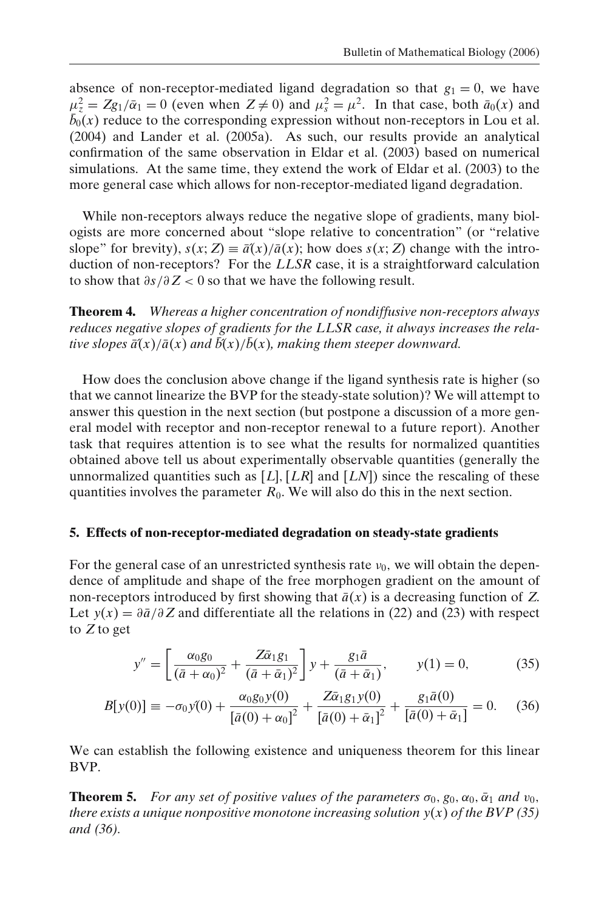absence of non-receptor-mediated ligand degradation so that $g_1 = 0$, we have $\mu_z^2 = Zg_1/\bar{\alpha}_1 = 0$ (even when $Z \neq 0$) and $\mu_s^2 = \mu^2$. In that case, both $\bar{a}_0(x)$ and $\bar{b}_0(x)$ reduce to the corresponding expression without non-receptors in Lou et al. (2004) and Lander et al. (2005a). As such, our results provide an analytical confirmation of the same observation in Eldar et al. (2003) based on numerical simulations. At the same time, they extend the work of Eldar et al. (2003) to the more general case which allows for non-receptor-mediated ligand degradation.

While non-receptors always reduce the negative slope of gradients, many biologists are more concerned about "slope relative to concentration" (or "relative slope" for brevity), $s(x; Z) \equiv \bar{a}'(x)/\bar{a}(x)$; how does $s(x; Z)$ change with the introduction of non-receptors? For the *LLSR* case, it is a straightforward calculation to show that $\partial s/\partial Z < 0$ so that we have the following result.

**Theorem 4.** *Whereas a higher concentration of nondiffusive non-receptors always reduces negative slopes of gradients for the LLSR case, it always increases the relative slopes* $\bar{a}'(x)/\bar{a}(x)$ *and* $\bar{b}'(x)/\bar{b}(x)$*, making them steeper downward.*

How does the conclusion above change if the ligand synthesis rate is higher (so that we cannot linearize the BVP for the steady-state solution)? We will attempt to answer this question in the next section (but postpone a discussion of a more general model with receptor and non-receptor renewal to a future report). Another task that requires attention is to see what the results for normalized quantities obtained above tell us about experimentally observable quantities (generally the unnormalized quantities such as $[L]$, $[LR]$ and $[LN]$) since the rescaling of these quantities involves the parameter $R_0$. We will also do this in the next section.

## 5. Effects of non-receptor-mediated degradation on steady-state gradients

For the general case of an unrestricted synthesis rate $v_0$, we will obtain the dependence of amplitude and shape of the free morphogen gradient on the amount of non-receptors introduced by first showing that $\bar{a}(x)$ is a decreasing function of $Z$. Let $y(x) = \partial\bar{a}/\partial Z$ and differentiate all the relations in (22) and (23) with respect to $Z$ to get

$$y'' = \left[\frac{\alpha_0 g_0}{(\bar{a}+\alpha_0)^2} + \frac{Z\bar{\alpha}_1 g_1}{(\bar{a}+\bar{\alpha}_1)^2}\right] y + \frac{g_1 \bar{a}}{(\bar{a}+\bar{\alpha}_1)}, \qquad y(1) = 0, \tag{35}$$

$$B[y(0)] \equiv -\sigma_0 y'(0) + \frac{\alpha_0 g_0 y(0)}{[\bar{a}(0)+\alpha_0]^2} + \frac{Z\bar{\alpha}_1 g_1 y(0)}{[\bar{a}(0)+\bar{\alpha}_1]^2} + \frac{g_1 \bar{a}(0)}{[\bar{a}(0)+\bar{\alpha}_1]} = 0. \tag{36}$$

We can establish the following existence and uniqueness theorem for this linear BVP.

**Theorem 5.** *For any set of positive values of the parameters* $\sigma_0, g_0, \alpha_0, \bar{\alpha}_1$ *and* $v_0$*, there exists a unique nonpositive monotone increasing solution* $y(x)$ *of the BVP (35) and (36).*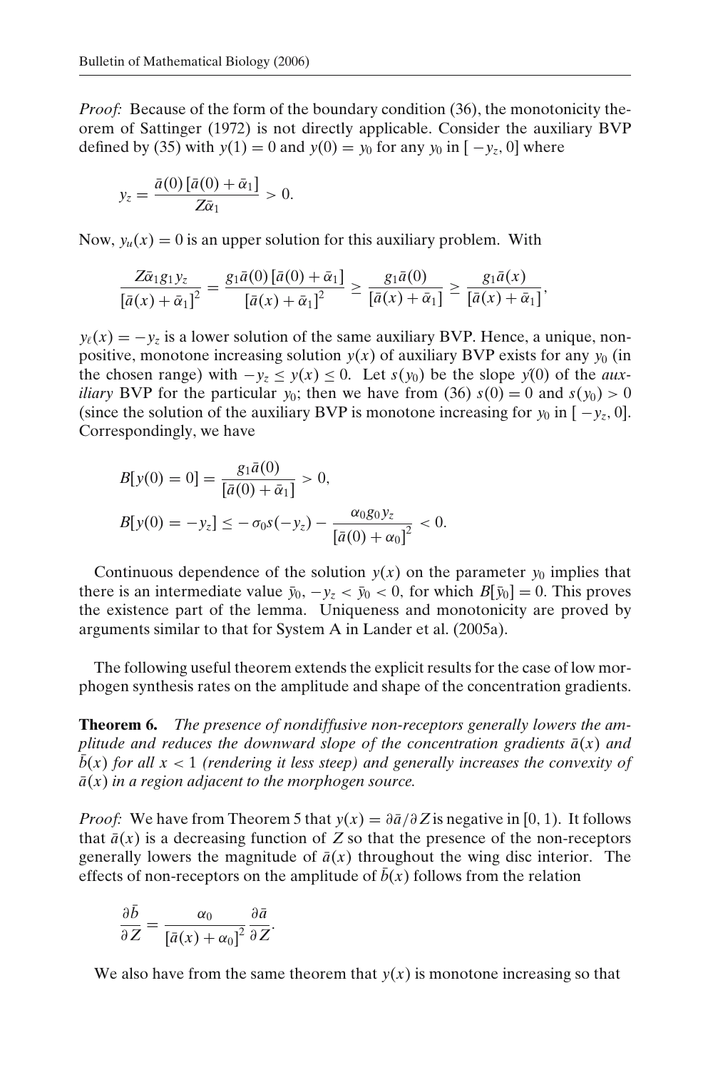*Proof:* Because of the form of the boundary condition (36), the monotonicity theorem of Sattinger (1972) is not directly applicable. Consider the auxiliary BVP defined by (35) with $y(1) = 0$ and $y(0) = y_0$ for any $y_0$ in $[-y_z, 0]$ where

$$y_z = \frac{\bar{a}(0)\left[\bar{a}(0) + \bar{\alpha}_1\right]}{Z\bar{\alpha}_1} > 0.$$

Now, $y_u(x) = 0$ is an upper solution for this auxiliary problem. With

$$\frac{Z\bar{\alpha}_1 g_1 y_z}{\left[\bar{a}(x) + \bar{\alpha}_1\right]^2} = \frac{g_1\bar{a}(0)\left[\bar{a}(0) + \bar{\alpha}_1\right]}{\left[\bar{a}(x) + \bar{\alpha}_1\right]^2} \geq \frac{g_1\bar{a}(0)}{\left[\bar{a}(x) + \bar{\alpha}_1\right]} \geq \frac{g_1\bar{a}(x)}{\left[\bar{a}(x) + \bar{\alpha}_1\right]},$$

$y_\ell(x) = -y_z$ is a lower solution of the same auxiliary BVP. Hence, a unique, nonpositive, monotone increasing solution $y(x)$ of auxiliary BVP exists for any $y_0$ (in the chosen range) with $-y_z \leq y(x) \leq 0$. Let $s(y_0)$ be the slope $y'(0)$ of the *auxiliary* BVP for the particular $y_0$; then we have from (36) $s(0) = 0$ and $s(y_0) > 0$ (since the solution of the auxiliary BVP is monotone increasing for $y_0$ in $[-y_z, 0]$. Correspondingly, we have

$$B[y(0) = 0] = \frac{g_1\bar{a}(0)}{\left[\bar{a}(0) + \bar{\alpha}_1\right]} > 0,$$

$$B[y(0) = -y_z] \leq -\sigma_0 s(-y_z) - \frac{\alpha_0 g_0 y_z}{\left[\bar{a}(0) + \alpha_0\right]^2} < 0.$$

Continuous dependence of the solution $y(x)$ on the parameter $y_0$ implies that there is an intermediate value $\bar{y}_0$, $-y_z < \bar{y}_0 < 0$, for which $B[\bar{y}_0] = 0$. This proves the existence part of the lemma. Uniqueness and monotonicity are proved by arguments similar to that for System A in Lander et al. (2005a).

The following useful theorem extends the explicit results for the case of low morphogen synthesis rates on the amplitude and shape of the concentration gradients.

**Theorem 6.** *The presence of nondiffusive non-receptors generally lowers the amplitude and reduces the downward slope of the concentration gradients $\bar{a}(x)$ and $\bar{b}(x)$ for all $x < 1$ (rendering it less steep) and generally increases the convexity of $\bar{a}(x)$ in a region adjacent to the morphogen source.*

*Proof:* We have from Theorem 5 that $y(x) = \partial\bar{a}/\partial Z$ is negative in $[0, 1)$. It follows that $\bar{a}(x)$ is a decreasing function of $Z$ so that the presence of the non-receptors generally lowers the magnitude of $\bar{a}(x)$ throughout the wing disc interior. The effects of non-receptors on the amplitude of $\bar{b}(x)$ follows from the relation

$$\frac{\partial\bar{b}}{\partial Z} = \frac{\alpha_0}{\left[\bar{a}(x) + \alpha_0\right]^2}\frac{\partial\bar{a}}{\partial Z}.$$

We also have from the same theorem that $y(x)$ is monotone increasing so that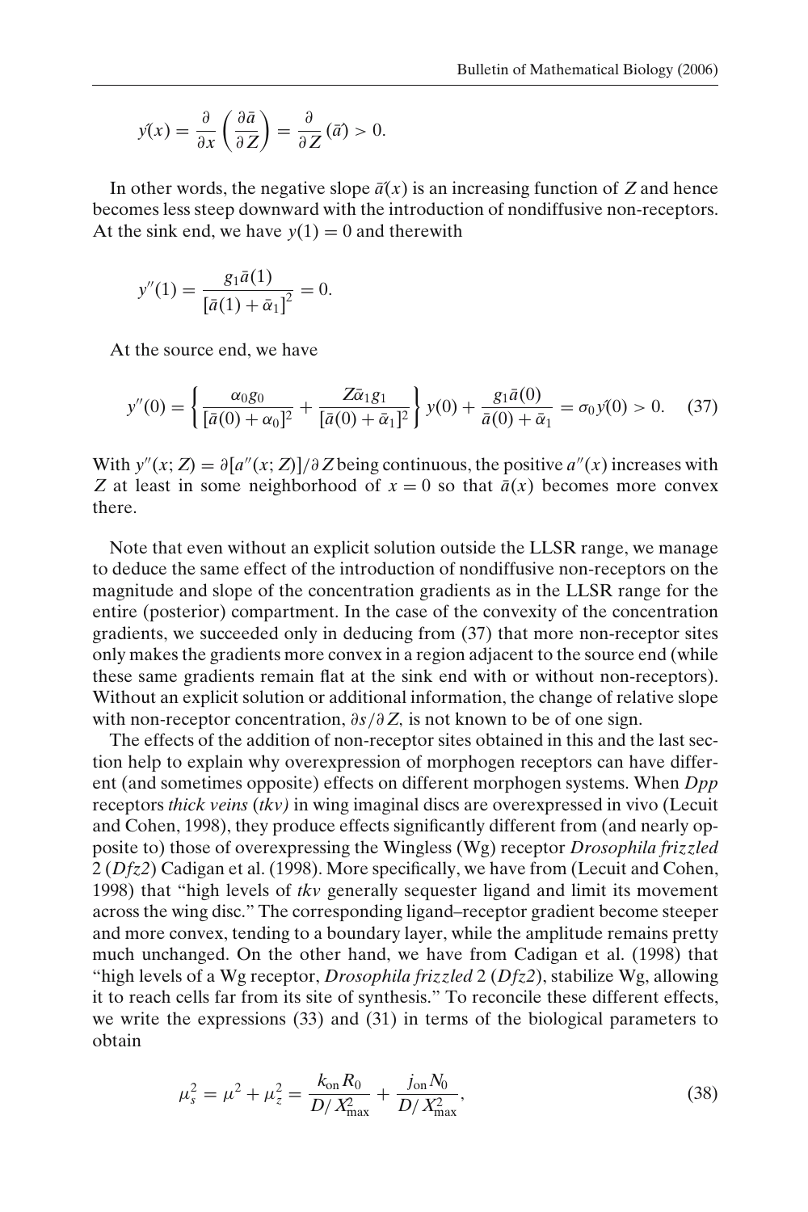$$y'(x) = \frac{\partial}{\partial x}\left(\frac{\partial \bar{a}}{\partial Z}\right) = \frac{\partial}{\partial Z}(\bar{a}') > 0.$$

In other words, the negative slope $\bar{a}'(x)$ is an increasing function of $Z$ and hence becomes less steep downward with the introduction of nondiffusive non-receptors. At the sink end, we have $y(1) = 0$ and therewith

$$y''(1) = \frac{g_1 \bar{a}(1)}{[\bar{a}(1) + \bar{\alpha}_1]^2} = 0.$$

At the source end, we have

$$y''(0) = \left\{ \frac{\alpha_0 g_0}{[\bar{a}(0) + \alpha_0]^2} + \frac{Z\bar{\alpha}_1 g_1}{[\bar{a}(0) + \bar{\alpha}_1]^2} \right\} y(0) + \frac{g_1 \bar{a}(0)}{\bar{a}(0) + \bar{\alpha}_1} = \sigma_0 y'(0) > 0. \quad (37)$$

With $y''(x; Z) = \partial[a''(x; Z)]/\partial Z$ being continuous, the positive $a''(x)$ increases with $Z$ at least in some neighborhood of $x = 0$ so that $\bar{a}(x)$ becomes more convex there.

Note that even without an explicit solution outside the LLSR range, we manage to deduce the same effect of the introduction of nondiffusive non-receptors on the magnitude and slope of the concentration gradients as in the LLSR range for the entire (posterior) compartment. In the case of the convexity of the concentration gradients, we succeeded only in deducing from (37) that more non-receptor sites only makes the gradients more convex in a region adjacent to the source end (while these same gradients remain flat at the sink end with or without non-receptors). Without an explicit solution or additional information, the change of relative slope with non-receptor concentration, $\partial s/\partial Z$, is not known to be of one sign.

The effects of the addition of non-receptor sites obtained in this and the last section help to explain why overexpression of morphogen receptors can have different (and sometimes opposite) effects on different morphogen systems. When *Dpp* receptors *thick veins* (*tkv)* in wing imaginal discs are overexpressed in vivo (Lecuit and Cohen, 1998), they produce effects significantly different from (and nearly opposite to) those of overexpressing the Wingless (Wg) receptor *Drosophila frizzled* 2 (*Dfz2*) Cadigan et al. (1998). More specifically, we have from (Lecuit and Cohen, 1998) that "high levels of *tkv* generally sequester ligand and limit its movement across the wing disc." The corresponding ligand–receptor gradient become steeper and more convex, tending to a boundary layer, while the amplitude remains pretty much unchanged. On the other hand, we have from Cadigan et al. (1998) that "high levels of a Wg receptor, *Drosophila frizzled* 2 (*Dfz2*), stabilize Wg, allowing it to reach cells far from its site of synthesis." To reconcile these different effects, we write the expressions (33) and (31) in terms of the biological parameters to obtain

$$\mu_s^2 = \mu^2 + \mu_z^2 = \frac{k_{\text{on}} R_0}{D/X_{\text{max}}^2} + \frac{j_{\text{on}} N_0}{D/X_{\text{max}}^2}, \quad (38)$$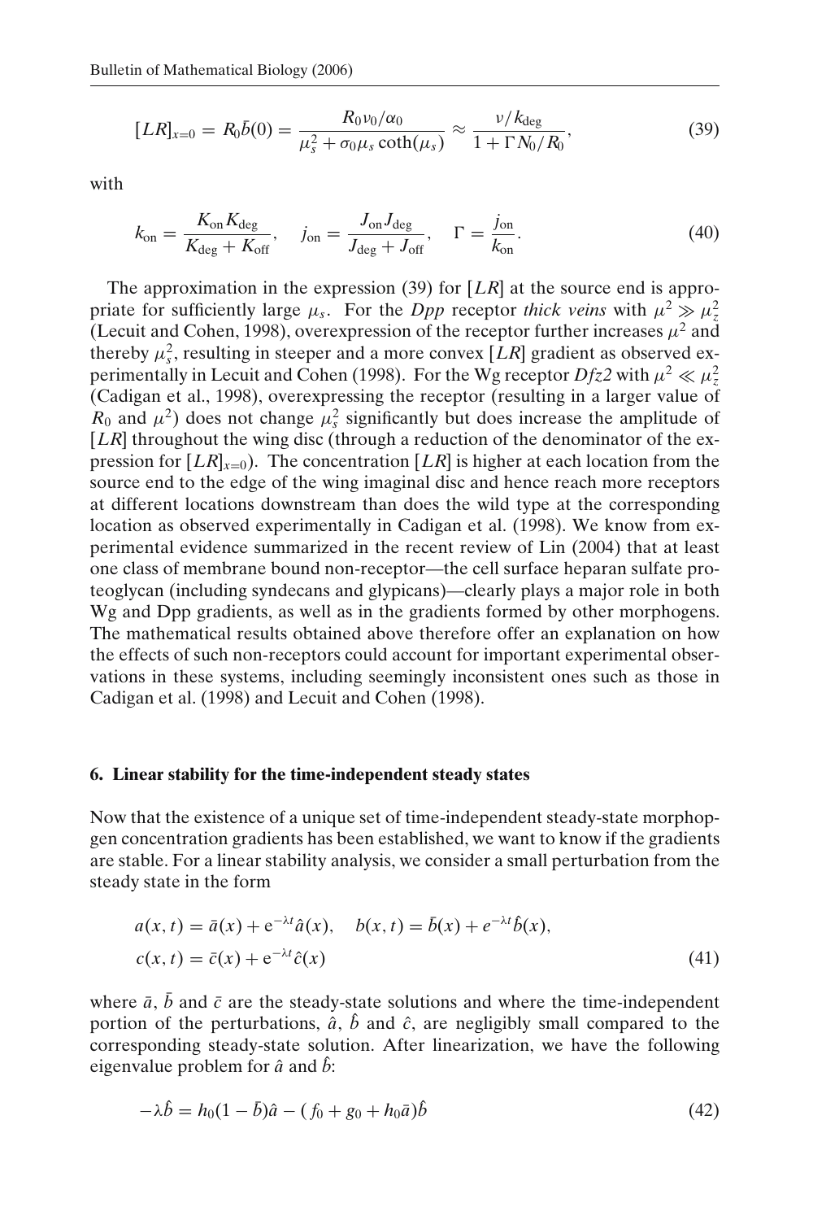$$[LR]_{x=0} = R_0 \bar{b}(0) = \frac{R_0 \nu_0/\alpha_0}{\mu_s^2 + \sigma_0 \mu_s \coth(\mu_s)} \approx \frac{\nu/k_{\text{deg}}}{1 + \Gamma N_0/R_0}, \tag{39}$$

with

$$k_{\text{on}} = \frac{K_{\text{on}} K_{\text{deg}}}{K_{\text{deg}} + K_{\text{off}}}, \quad j_{\text{on}} = \frac{J_{\text{on}} J_{\text{deg}}}{J_{\text{deg}} + J_{\text{off}}}, \quad \Gamma = \frac{j_{\text{on}}}{k_{\text{on}}}. \tag{40}$$

The approximation in the expression (39) for $[LR]$ at the source end is appropriate for sufficiently large $\mu_s$. For the *Dpp* receptor *thick veins* with $\mu^2 \gg \mu_z^2$ (Lecuit and Cohen, 1998), overexpression of the receptor further increases $\mu^2$ and thereby $\mu_s^2$, resulting in steeper and a more convex $[LR]$ gradient as observed experimentally in Lecuit and Cohen (1998). For the Wg receptor *Dfz2* with $\mu^2 \ll \mu_z^2$ (Cadigan et al., 1998), overexpressing the receptor (resulting in a larger value of $R_0$ and $\mu^2$) does not change $\mu_s^2$ significantly but does increase the amplitude of $[LR]$ throughout the wing disc (through a reduction of the denominator of the expression for $[LR]_{x=0}$). The concentration $[LR]$ is higher at each location from the source end to the edge of the wing imaginal disc and hence reach more receptors at different locations downstream than does the wild type at the corresponding location as observed experimentally in Cadigan et al. (1998). We know from experimental evidence summarized in the recent review of Lin (2004) that at least one class of membrane bound non-receptor—the cell surface heparan sulfate proteoglycan (including syndecans and glypicans)—clearly plays a major role in both Wg and Dpp gradients, as well as in the gradients formed by other morphogens. The mathematical results obtained above therefore offer an explanation on how the effects of such non-receptors could account for important experimental observations in these systems, including seemingly inconsistent ones such as those in Cadigan et al. (1998) and Lecuit and Cohen (1998).

## 6. Linear stability for the time-independent steady states

Now that the existence of a unique set of time-independent steady-state morphopgen concentration gradients has been established, we want to know if the gradients are stable. For a linear stability analysis, we consider a small perturbation from the steady state in the form

$$\begin{aligned} a(x,t) &= \bar{a}(x) + e^{-\lambda t}\hat{a}(x), \quad b(x,t) = \bar{b}(x) + e^{-\lambda t}\hat{b}(x), \\ c(x,t) &= \bar{c}(x) + e^{-\lambda t}\hat{c}(x) \end{aligned} \tag{41}$$

where $\bar{a}$, $\bar{b}$ and $\bar{c}$ are the steady-state solutions and where the time-independent portion of the perturbations, $\hat{a}$, $\hat{b}$ and $\hat{c}$, are negligibly small compared to the corresponding steady-state solution. After linearization, we have the following eigenvalue problem for $\hat{a}$ and $\hat{b}$:

$$-\lambda \hat{b} = h_0(1 - \bar{b})\hat{a} - (f_0 + g_0 + h_0 \bar{a})\hat{b} \tag{42}$$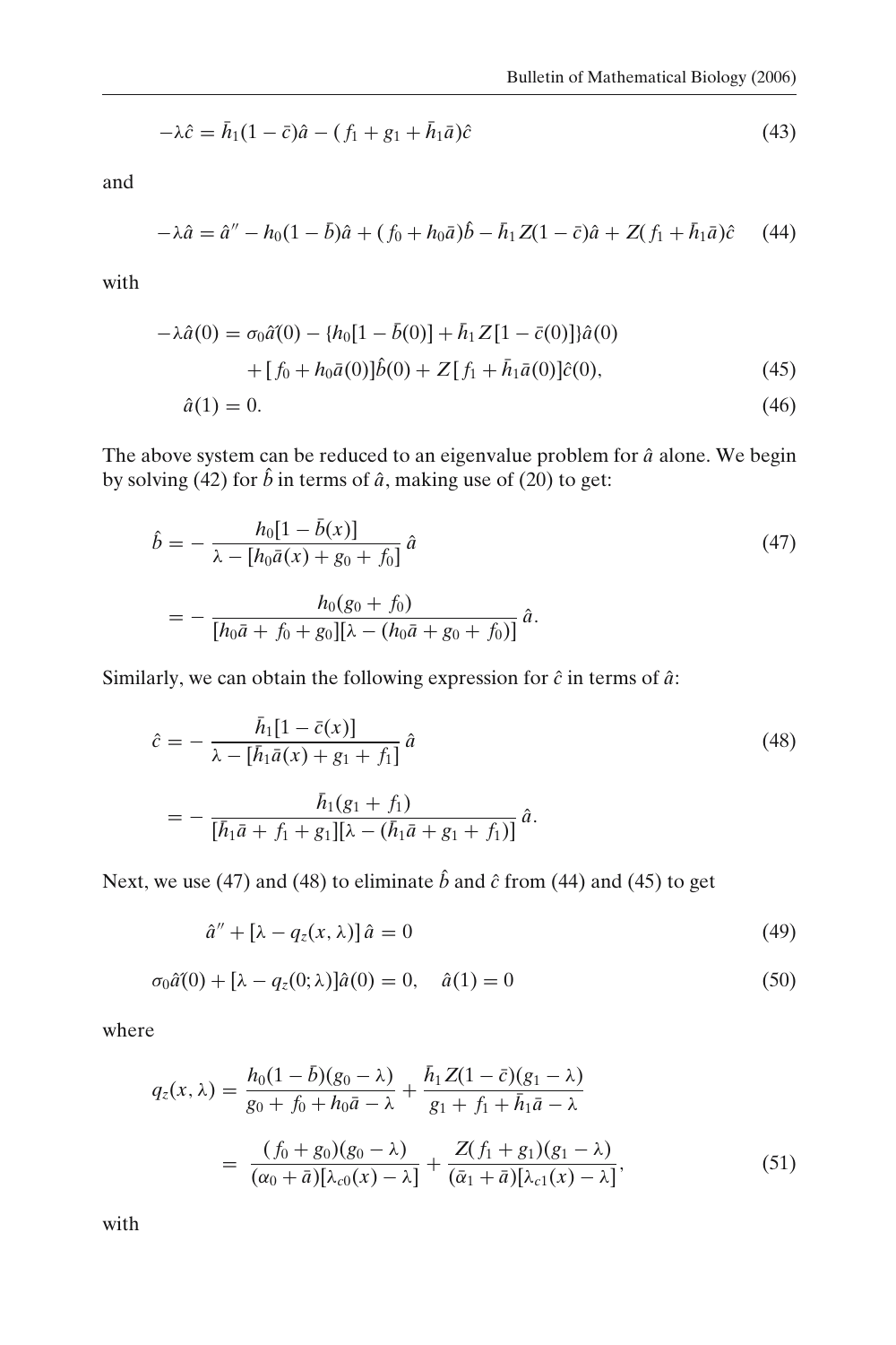$$-\lambda\hat{c} = \bar{h}_1(1-\bar{c})\hat{a} - (f_1 + g_1 + \bar{h}_1\bar{a})\hat{c} \tag{43}$$

and

$$-\lambda\hat{a} = \hat{a}'' - h_0(1-\bar{b})\hat{a} + (f_0 + h_0\bar{a})\hat{b} - \bar{h}_1 Z(1-\bar{c})\hat{a} + Z(f_1 + \bar{h}_1\bar{a})\hat{c} \tag{44}$$

with

$$\begin{aligned} -\lambda\hat{a}(0) &= \sigma_0\hat{a}'(0) - \{h_0[1-\bar{b}(0)] + \bar{h}_1 Z[1-\bar{c}(0)]\}\hat{a}(0) \\ &\quad + [f_0 + h_0\bar{a}(0)]\hat{b}(0) + Z[f_1 + \bar{h}_1\bar{a}(0)]\hat{c}(0), \end{aligned} \tag{45}$$

$$\hat{a}(1) = 0. \tag{46}$$

The above system can be reduced to an eigenvalue problem for $\hat{a}$ alone. We begin by solving (42) for $\hat{b}$ in terms of $\hat{a}$, making use of (20) to get:

$$\begin{aligned} \hat{b} &= -\frac{h_0[1-\bar{b}(x)]}{\lambda - [h_0\bar{a}(x) + g_0 + f_0]}\,\hat{a} \\ &= -\frac{h_0(g_0 + f_0)}{[h_0\bar{a} + f_0 + g_0][\lambda - (h_0\bar{a} + g_0 + f_0)]}\,\hat{a}. \end{aligned} \tag{47}$$

Similarly, we can obtain the following expression for $\hat{c}$ in terms of $\hat{a}$:

$$\begin{aligned} \hat{c} &= -\frac{\bar{h}_1[1-\bar{c}(x)]}{\lambda - [\bar{h}_1\bar{a}(x) + g_1 + f_1]}\,\hat{a} \\ &= -\frac{\bar{h}_1(g_1 + f_1)}{[\bar{h}_1\bar{a} + f_1 + g_1][\lambda - (\bar{h}_1\bar{a} + g_1 + f_1)]}\,\hat{a}. \end{aligned} \tag{48}$$

Next, we use (47) and (48) to eliminate $\hat{b}$ and $\hat{c}$ from (44) and (45) to get

$$\hat{a}'' + [\lambda - q_z(x,\lambda)]\,\hat{a} = 0 \tag{49}$$

$$\sigma_0\hat{a}'(0) + [\lambda - q_z(0;\lambda)]\hat{a}(0) = 0, \quad \hat{a}(1) = 0 \tag{50}$$

where

$$\begin{aligned} q_z(x,\lambda) &= \frac{h_0(1-\bar{b})(g_0 - \lambda)}{g_0 + f_0 + h_0\bar{a} - \lambda} + \frac{\bar{h}_1 Z(1-\bar{c})(g_1 - \lambda)}{g_1 + f_1 + \bar{h}_1\bar{a} - \lambda} \\ &= \frac{(f_0 + g_0)(g_0 - \lambda)}{(\alpha_0 + \bar{a})[\lambda_{c0}(x) - \lambda]} + \frac{Z(f_1 + g_1)(g_1 - \lambda)}{(\bar{\alpha}_1 + \bar{a})[\lambda_{c1}(x) - \lambda]}, \end{aligned} \tag{51}$$

with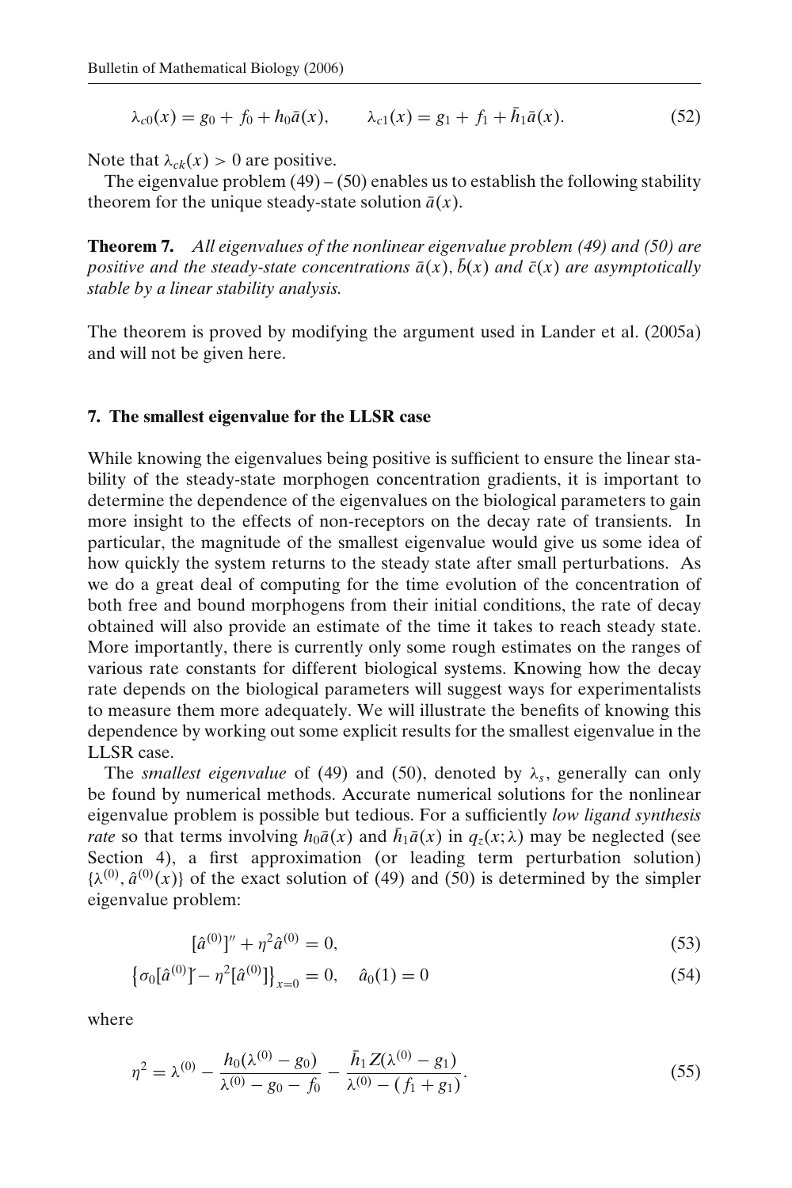$$\lambda_{c0}(x) = g_0 + f_0 + h_0\bar{a}(x), \qquad \lambda_{c1}(x) = g_1 + f_1 + \bar{h}_1\bar{a}(x). \tag{52}$$

Note that $\lambda_{ck}(x) > 0$ are positive.

The eigenvalue problem (49) – (50) enables us to establish the following stability theorem for the unique steady-state solution $\bar{a}(x)$.

**Theorem 7.** *All eigenvalues of the nonlinear eigenvalue problem (49) and (50) are positive and the steady-state concentrations $\bar{a}(x)$, $\bar{b}(x)$ and $\bar{c}(x)$ are asymptotically stable by a linear stability analysis.*

The theorem is proved by modifying the argument used in Lander et al. (2005a) and will not be given here.

## 7. The smallest eigenvalue for the LLSR case

While knowing the eigenvalues being positive is sufficient to ensure the linear stability of the steady-state morphogen concentration gradients, it is important to determine the dependence of the eigenvalues on the biological parameters to gain more insight to the effects of non-receptors on the decay rate of transients. In particular, the magnitude of the smallest eigenvalue would give us some idea of how quickly the system returns to the steady state after small perturbations. As we do a great deal of computing for the time evolution of the concentration of both free and bound morphogens from their initial conditions, the rate of decay obtained will also provide an estimate of the time it takes to reach steady state. More importantly, there is currently only some rough estimates on the ranges of various rate constants for different biological systems. Knowing how the decay rate depends on the biological parameters will suggest ways for experimentalists to measure them more adequately. We will illustrate the benefits of knowing this dependence by working out some explicit results for the smallest eigenvalue in the LLSR case.

The *smallest eigenvalue* of (49) and (50), denoted by $\lambda_s$, generally can only be found by numerical methods. Accurate numerical solutions for the nonlinear eigenvalue problem is possible but tedious. For a sufficiently *low ligand synthesis rate* so that terms involving $h_0\bar{a}(x)$ and $\bar{h}_1\bar{a}(x)$ in $q_z(x;\lambda)$ may be neglected (see Section 4), a first approximation (or leading term perturbation solution) $\{\lambda^{(0)}, \hat{a}^{(0)}(x)\}$ of the exact solution of (49) and (50) is determined by the simpler eigenvalue problem:

$$[\hat{a}^{(0)}]'' + \eta^2\hat{a}^{(0)} = 0, \tag{53}$$

$$\left\{\sigma_0[\hat{a}^{(0)}]' - \eta^2[\hat{a}^{(0)}]\right\}_{x=0} = 0, \quad \hat{a}_0(1) = 0 \tag{54}$$

where

$$\eta^2 = \lambda^{(0)} - \frac{h_0(\lambda^{(0)} - g_0)}{\lambda^{(0)} - g_0 - f_0} - \frac{\bar{h}_1 Z(\lambda^{(0)} - g_1)}{\lambda^{(0)} - (f_1 + g_1)}. \tag{55}$$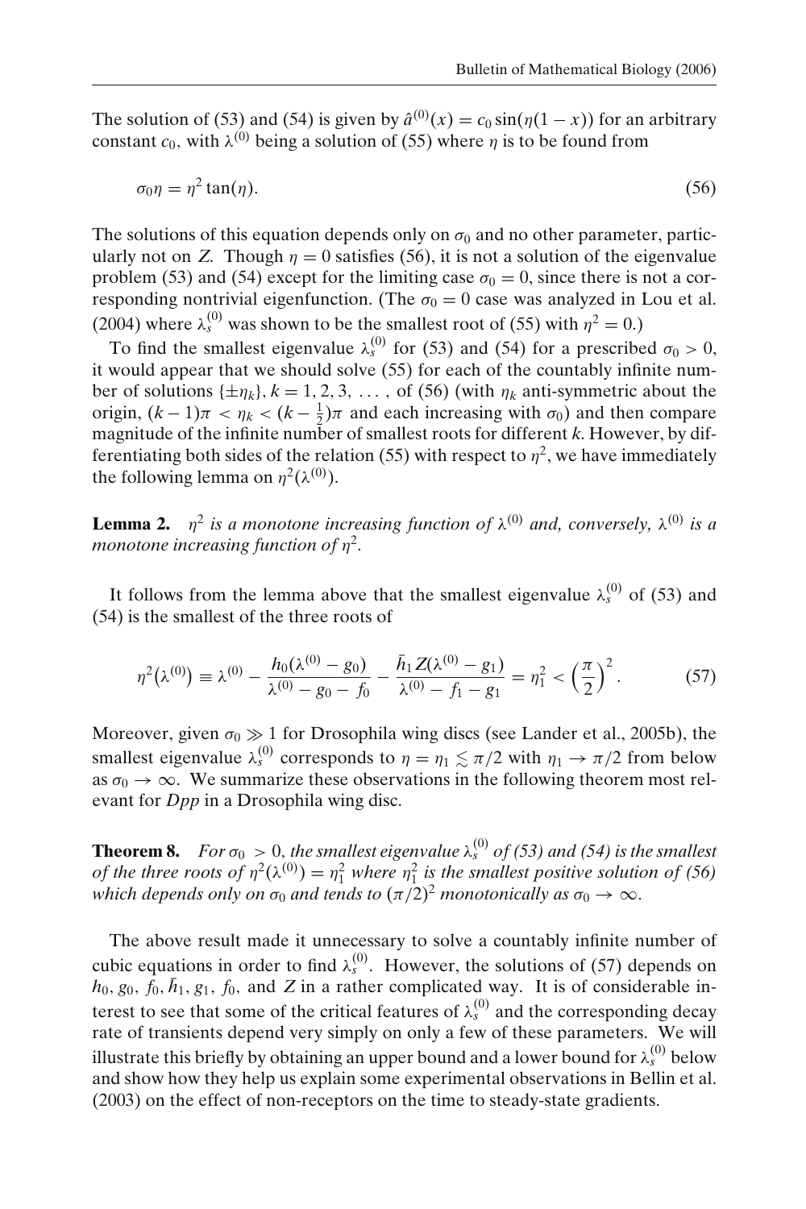The solution of (53) and (54) is given by $\hat{a}^{(0)}(x) = c_0 \sin(\eta(1-x))$ for an arbitrary constant $c_0$, with $\lambda^{(0)}$ being a solution of (55) where $\eta$ is to be found from

$$\sigma_0 \eta = \eta^2 \tan(\eta). \tag{56}$$

The solutions of this equation depends only on $\sigma_0$ and no other parameter, particularly not on $Z$. Though $\eta = 0$ satisfies (56), it is not a solution of the eigenvalue problem (53) and (54) except for the limiting case $\sigma_0 = 0$, since there is not a corresponding nontrivial eigenfunction. (The $\sigma_0 = 0$ case was analyzed in Lou et al. (2004) where $\lambda_s^{(0)}$ was shown to be the smallest root of (55) with $\eta^2 = 0$.)

To find the smallest eigenvalue $\lambda_s^{(0)}$ for (53) and (54) for a prescribed $\sigma_0 > 0$, it would appear that we should solve (55) for each of the countably infinite number of solutions $\{\pm\eta_k\}$, $k = 1, 2, 3, \ldots$, of (56) (with $\eta_k$ anti-symmetric about the origin, $(k-1)\pi < \eta_k < (k - \frac{1}{2})\pi$ and each increasing with $\sigma_0$) and then compare magnitude of the infinite number of smallest roots for different $k$. However, by differentiating both sides of the relation (55) with respect to $\eta^2$, we have immediately the following lemma on $\eta^2(\lambda^{(0)})$.

**Lemma 2.** *$\eta^2$ is a monotone increasing function of $\lambda^{(0)}$ and, conversely, $\lambda^{(0)}$ is a monotone increasing function of $\eta^2$.*

It follows from the lemma above that the smallest eigenvalue $\lambda_s^{(0)}$ of (53) and (54) is the smallest of the three roots of

$$\eta^2\big(\lambda^{(0)}\big) \equiv \lambda^{(0)} - \frac{h_0(\lambda^{(0)} - g_0)}{\lambda^{(0)} - g_0 - f_0} - \frac{\bar{h}_1 Z(\lambda^{(0)} - g_1)}{\lambda^{(0)} - f_1 - g_1} = \eta_1^2 < \left(\frac{\pi}{2}\right)^2. \tag{57}$$

Moreover, given $\sigma_0 \gg 1$ for Drosophila wing discs (see Lander et al., 2005b), the smallest eigenvalue $\lambda_s^{(0)}$ corresponds to $\eta = \eta_1 \lesssim \pi/2$ with $\eta_1 \to \pi/2$ from below as $\sigma_0 \to \infty$. We summarize these observations in the following theorem most relevant for *Dpp* in a Drosophila wing disc.

**Theorem 8.** *For $\sigma_0 > 0$, the smallest eigenvalue $\lambda_s^{(0)}$ of (53) and (54) is the smallest of the three roots of $\eta^2(\lambda^{(0)}) = \eta_1^2$ where $\eta_1^2$ is the smallest positive solution of (56) which depends only on $\sigma_0$ and tends to $(\pi/2)^2$ monotonically as $\sigma_0 \to \infty$.*

The above result made it unnecessary to solve a countably infinite number of cubic equations in order to find $\lambda_s^{(0)}$. However, the solutions of (57) depends on $h_0$, $g_0$, $f_0$, $\bar{h}_1$, $g_1$, $f_0$, and $Z$ in a rather complicated way. It is of considerable interest to see that some of the critical features of $\lambda_s^{(0)}$ and the corresponding decay rate of transients depend very simply on only a few of these parameters. We will illustrate this briefly by obtaining an upper bound and a lower bound for $\lambda_s^{(0)}$ below and show how they help us explain some experimental observations in Bellin et al. (2003) on the effect of non-receptors on the time to steady-state gradients.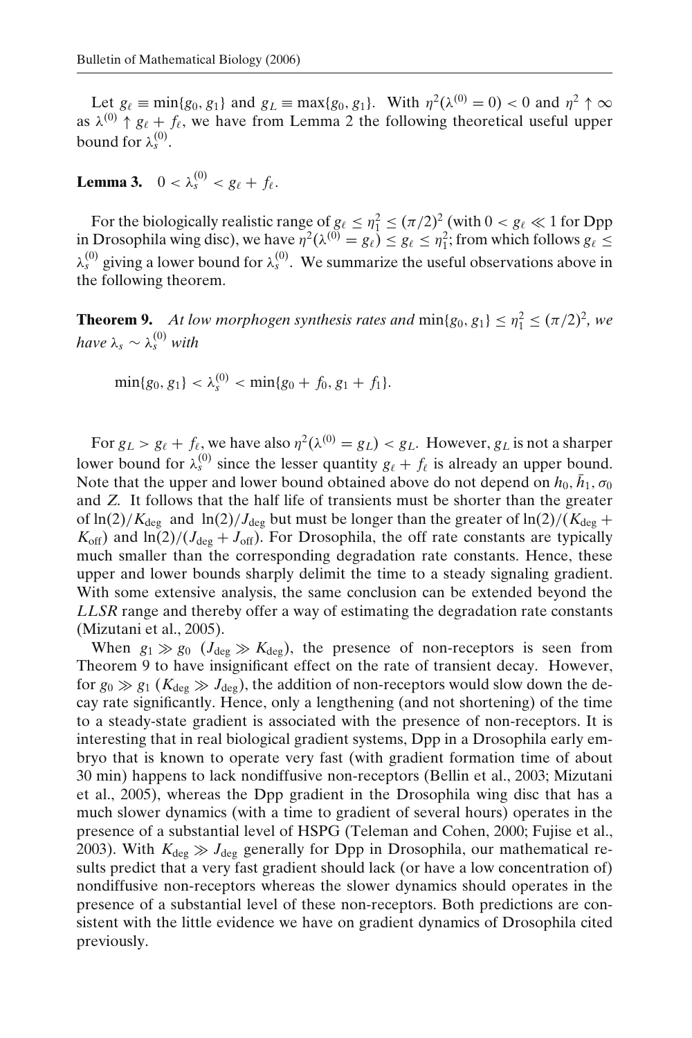Let $g_\ell \equiv \min\{g_0, g_1\}$ and $g_L \equiv \max\{g_0, g_1\}$. With $\eta^2(\lambda^{(0)} = 0) < 0$ and $\eta^2 \uparrow \infty$ as $\lambda^{(0)} \uparrow g_\ell + f_\ell$, we have from Lemma 2 the following theoretical useful upper bound for $\lambda_s^{(0)}$.

**Lemma 3.** $0 < \lambda_s^{(0)} < g_\ell + f_\ell$.

For the biologically realistic range of $g_\ell \leq \eta_1^2 \leq (\pi/2)^2$ (with $0 < g_\ell \ll 1$ for Dpp in Drosophila wing disc), we have $\eta^2(\lambda^{(0)} = g_\ell) \leq g_\ell \leq \eta_1^2$; from which follows $g_\ell \leq \lambda_s^{(0)}$ giving a lower bound for $\lambda_s^{(0)}$. We summarize the useful observations above in the following theorem.

**Theorem 9.** *At low morphogen synthesis rates and* $\min\{g_0, g_1\} \leq \eta_1^2 \leq (\pi/2)^2$, *we have* $\lambda_s \sim \lambda_s^{(0)}$ *with*

$$\min\{g_0, g_1\} < \lambda_s^{(0)} < \min\{g_0 + f_0, g_1 + f_1\}.$$

For $g_L > g_\ell + f_\ell$, we have also $\eta^2(\lambda^{(0)} = g_L) < g_L$. However, $g_L$ is not a sharper lower bound for $\lambda_s^{(0)}$ since the lesser quantity $g_\ell + f_\ell$ is already an upper bound. Note that the upper and lower bound obtained above do not depend on $h_0, \bar{h}_1, \sigma_0$ and $Z$. It follows that the half life of transients must be shorter than the greater of $\ln(2)/K_{\text{deg}}$ and $\ln(2)/J_{\text{deg}}$ but must be longer than the greater of $\ln(2)/(K_{\text{deg}} + K_{\text{off}})$ and $\ln(2)/(J_{\text{deg}} + J_{\text{off}})$. For Drosophila, the off rate constants are typically much smaller than the corresponding degradation rate constants. Hence, these upper and lower bounds sharply delimit the time to a steady signaling gradient. With some extensive analysis, the same conclusion can be extended beyond the *LLSR* range and thereby offer a way of estimating the degradation rate constants (Mizutani et al., 2005).

When $g_1 \gg g_0$ ($J_{\text{deg}} \gg K_{\text{deg}}$), the presence of non-receptors is seen from Theorem 9 to have insignificant effect on the rate of transient decay. However, for $g_0 \gg g_1$ ($K_{\text{deg}} \gg J_{\text{deg}}$), the addition of non-receptors would slow down the decay rate significantly. Hence, only a lengthening (and not shortening) of the time to a steady-state gradient is associated with the presence of non-receptors. It is interesting that in real biological gradient systems, Dpp in a Drosophila early embryo that is known to operate very fast (with gradient formation time of about 30 min) happens to lack nondiffusive non-receptors (Bellin et al., 2003; Mizutani et al., 2005), whereas the Dpp gradient in the Drosophila wing disc that has a much slower dynamics (with a time to gradient of several hours) operates in the presence of a substantial level of HSPG (Teleman and Cohen, 2000; Fujise et al., 2003). With $K_{\text{deg}} \gg J_{\text{deg}}$ generally for Dpp in Drosophila, our mathematical results predict that a very fast gradient should lack (or have a low concentration of) nondiffusive non-receptors whereas the slower dynamics should operates in the presence of a substantial level of these non-receptors. Both predictions are consistent with the little evidence we have on gradient dynamics of Drosophila cited previously.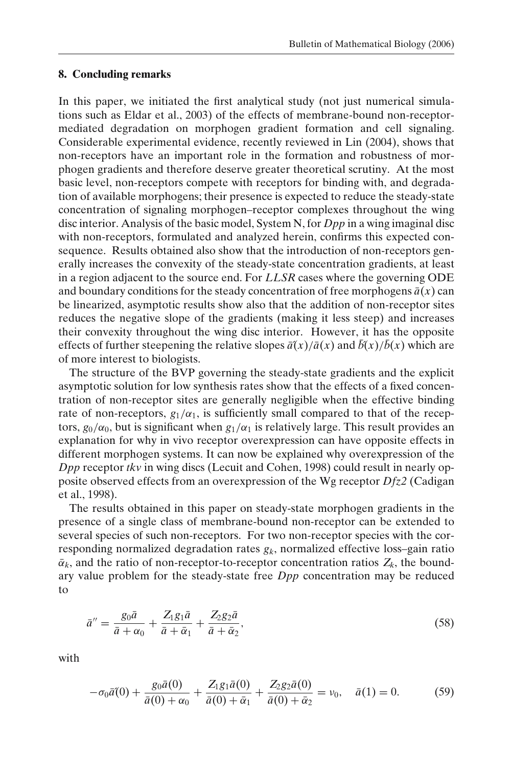## 8. Concluding remarks

In this paper, we initiated the first analytical study (not just numerical simulations such as Eldar et al., 2003) of the effects of membrane-bound non-receptor-mediated degradation on morphogen gradient formation and cell signaling. Considerable experimental evidence, recently reviewed in Lin (2004), shows that non-receptors have an important role in the formation and robustness of morphogen gradients and therefore deserve greater theoretical scrutiny. At the most basic level, non-receptors compete with receptors for binding with, and degradation of available morphogens; their presence is expected to reduce the steady-state concentration of signaling morphogen–receptor complexes throughout the wing disc interior. Analysis of the basic model, System N, for *Dpp* in a wing imaginal disc with non-receptors, formulated and analyzed herein, confirms this expected consequence. Results obtained also show that the introduction of non-receptors generally increases the convexity of the steady-state concentration gradients, at least in a region adjacent to the source end. For *LLSR* cases where the governing ODE and boundary conditions for the steady concentration of free morphogens $\bar{a}(x)$ can be linearized, asymptotic results show also that the addition of non-receptor sites reduces the negative slope of the gradients (making it less steep) and increases their convexity throughout the wing disc interior. However, it has the opposite effects of further steepening the relative slopes $\bar{a}'(x)/\bar{a}(x)$ and $\bar{b}'(x)/\bar{b}(x)$ which are of more interest to biologists.

The structure of the BVP governing the steady-state gradients and the explicit asymptotic solution for low synthesis rates show that the effects of a fixed concentration of non-receptor sites are generally negligible when the effective binding rate of non-receptors, $g_1/\alpha_1$, is sufficiently small compared to that of the receptors, $g_0/\alpha_0$, but is significant when $g_1/\alpha_1$ is relatively large. This result provides an explanation for why in vivo receptor overexpression can have opposite effects in different morphogen systems. It can now be explained why overexpression of the *Dpp* receptor *tkv* in wing discs (Lecuit and Cohen, 1998) could result in nearly opposite observed effects from an overexpression of the Wg receptor *Dfz2* (Cadigan et al., 1998).

The results obtained in this paper on steady-state morphogen gradients in the presence of a single class of membrane-bound non-receptor can be extended to several species of such non-receptors. For two non-receptor species with the corresponding normalized degradation rates $g_k$, normalized effective loss–gain ratio $\bar{\alpha}_k$, and the ratio of non-receptor-to-receptor concentration ratios $Z_k$, the boundary value problem for the steady-state free *Dpp* concentration may be reduced to

$$\bar{a}'' = \frac{g_0\bar{a}}{\bar{a}+\alpha_0} + \frac{Z_1 g_1 \bar{a}}{\bar{a}+\bar{\alpha}_1} + \frac{Z_2 g_2 \bar{a}}{\bar{a}+\bar{\alpha}_2}, \tag{58}$$

with

$$-\sigma_0\bar{a}'(0) + \frac{g_0\bar{a}(0)}{\bar{a}(0)+\alpha_0} + \frac{Z_1 g_1 \bar{a}(0)}{\bar{a}(0)+\bar{\alpha}_1} + \frac{Z_2 g_2 \bar{a}(0)}{\bar{a}(0)+\bar{\alpha}_2} = \nu_0, \quad \bar{a}(1) = 0. \tag{59}$$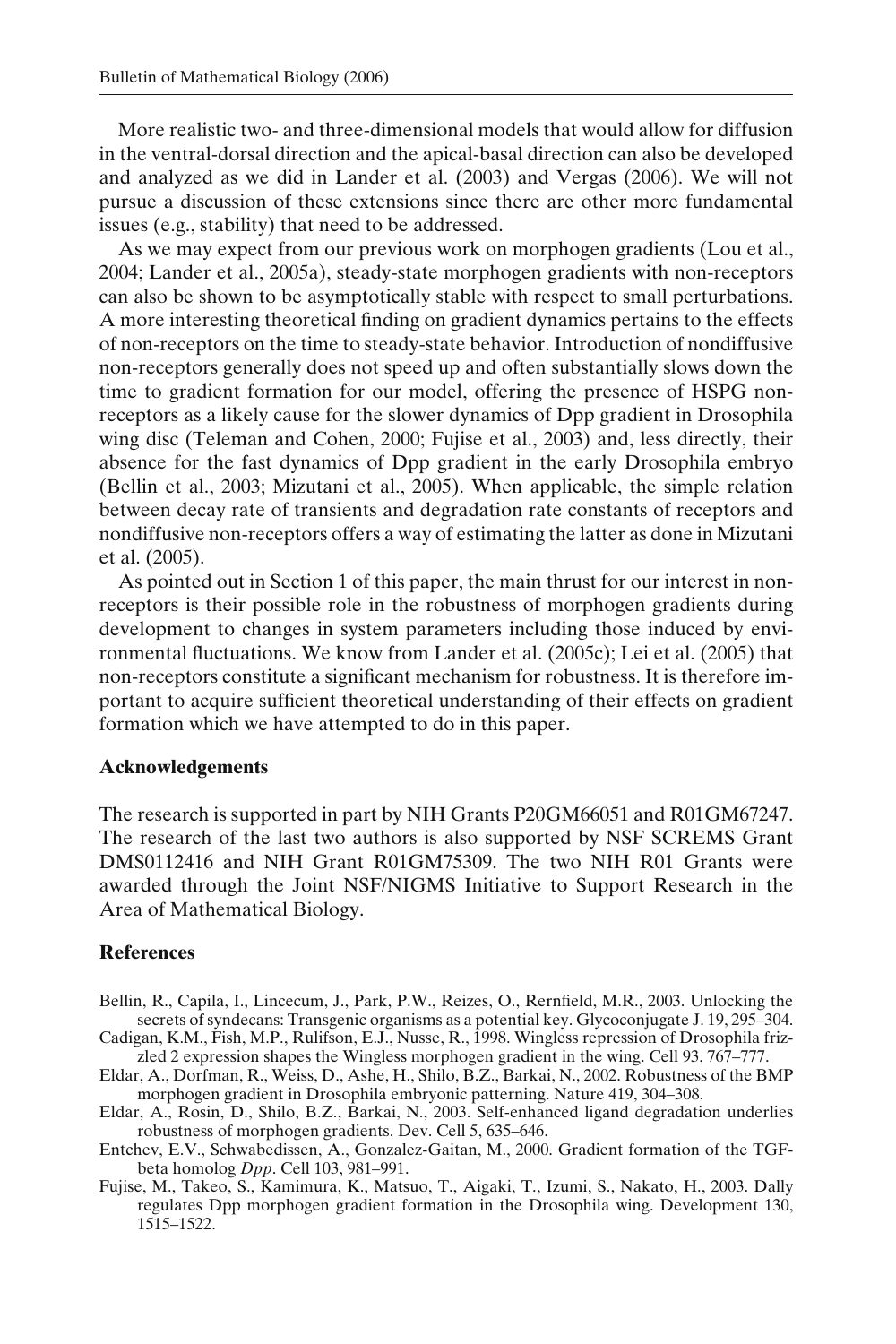More realistic two- and three-dimensional models that would allow for diffusion in the ventral-dorsal direction and the apical-basal direction can also be developed and analyzed as we did in Lander et al. (2003) and Vergas (2006). We will not pursue a discussion of these extensions since there are other more fundamental issues (e.g., stability) that need to be addressed.

As we may expect from our previous work on morphogen gradients (Lou et al., 2004; Lander et al., 2005a), steady-state morphogen gradients with non-receptors can also be shown to be asymptotically stable with respect to small perturbations. A more interesting theoretical finding on gradient dynamics pertains to the effects of non-receptors on the time to steady-state behavior. Introduction of nondiffusive non-receptors generally does not speed up and often substantially slows down the time to gradient formation for our model, offering the presence of HSPG non-receptors as a likely cause for the slower dynamics of Dpp gradient in Drosophila wing disc (Teleman and Cohen, 2000; Fujise et al., 2003) and, less directly, their absence for the fast dynamics of Dpp gradient in the early Drosophila embryo (Bellin et al., 2003; Mizutani et al., 2005). When applicable, the simple relation between decay rate of transients and degradation rate constants of receptors and nondiffusive non-receptors offers a way of estimating the latter as done in Mizutani et al. (2005).

As pointed out in Section 1 of this paper, the main thrust for our interest in non-receptors is their possible role in the robustness of morphogen gradients during development to changes in system parameters including those induced by environmental fluctuations. We know from Lander et al. (2005c); Lei et al. (2005) that non-receptors constitute a significant mechanism for robustness. It is therefore important to acquire sufficient theoretical understanding of their effects on gradient formation which we have attempted to do in this paper.

## Acknowledgements

The research is supported in part by NIH Grants P20GM66051 and R01GM67247. The research of the last two authors is also supported by NSF SCREMS Grant DMS0112416 and NIH Grant R01GM75309. The two NIH R01 Grants were awarded through the Joint NSF/NIGMS Initiative to Support Research in the Area of Mathematical Biology.

## References

Bellin, R., Capila, I., Lincecum, J., Park, P.W., Reizes, O., Rernfield, M.R., 2003. Unlocking the secrets of syndecans: Transgenic organisms as a potential key. Glycoconjugate J. 19, 295–304.

Cadigan, K.M., Fish, M.P., Rulifson, E.J., Nusse, R., 1998. Wingless repression of Drosophila frizzled 2 expression shapes the Wingless morphogen gradient in the wing. Cell 93, 767–777.

Eldar, A., Dorfman, R., Weiss, D., Ashe, H., Shilo, B.Z., Barkai, N., 2002. Robustness of the BMP morphogen gradient in Drosophila embryonic patterning. Nature 419, 304–308.

Eldar, A., Rosin, D., Shilo, B.Z., Barkai, N., 2003. Self-enhanced ligand degradation underlies robustness of morphogen gradients. Dev. Cell 5, 635–646.

Entchev, E.V., Schwabedissen, A., Gonzalez-Gaitan, M., 2000. Gradient formation of the TGF-beta homolog *Dpp*. Cell 103, 981–991.

Fujise, M., Takeo, S., Kamimura, K., Matsuo, T., Aigaki, T., Izumi, S., Nakato, H., 2003. Dally regulates Dpp morphogen gradient formation in the Drosophila wing. Development 130, 1515–1522.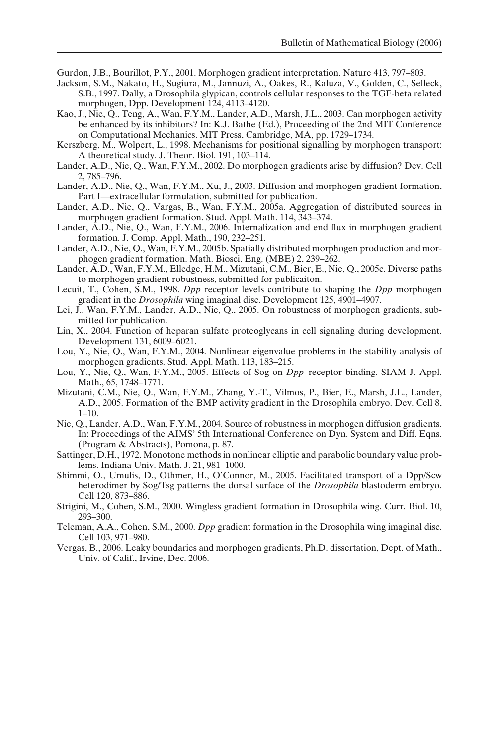Gurdon, J.B., Bourillot, P.Y., 2001. Morphogen gradient interpretation. Nature 413, 797–803.

Jackson, S.M., Nakato, H., Sugiura, M., Jannuzi, A., Oakes, R., Kaluza, V., Golden, C., Selleck, S.B., 1997. Dally, a Drosophila glypican, controls cellular responses to the TGF-beta related morphogen, Dpp. Development 124, 4113–4120.

Kao, J., Nie, Q., Teng, A., Wan, F.Y.M., Lander, A.D., Marsh, J.L., 2003. Can morphogen activity be enhanced by its inhibitors? In: K.J. Bathe (Ed.), Proceeding of the 2nd MIT Conference on Computational Mechanics. MIT Press, Cambridge, MA, pp. 1729–1734.

Kerszberg, M., Wolpert, L., 1998. Mechanisms for positional signalling by morphogen transport: A theoretical study. J. Theor. Biol. 191, 103–114.

Lander, A.D., Nie, Q., Wan, F.Y.M., 2002. Do morphogen gradients arise by diffusion? Dev. Cell 2, 785–796.

Lander, A.D., Nie, Q., Wan, F.Y.M., Xu, J., 2003. Diffusion and morphogen gradient formation, Part I—extracellular formulation, submitted for publication.

Lander, A.D., Nie, Q., Vargas, B., Wan, F.Y.M., 2005a. Aggregation of distributed sources in morphogen gradient formation. Stud. Appl. Math. 114, 343–374.

Lander, A.D., Nie, Q., Wan, F.Y.M., 2006. Internalization and end flux in morphogen gradient formation. J. Comp. Appl. Math., 190, 232–251.

Lander, A.D., Nie, Q., Wan, F.Y.M., 2005b. Spatially distributed morphogen production and morphogen gradient formation. Math. Biosci. Eng. (MBE) 2, 239–262.

Lander, A.D., Wan, F.Y.M., Elledge, H.M., Mizutani, C.M., Bier, E., Nie, Q., 2005c. Diverse paths to morphogen gradient robustness, submitted for publicaiton.

Lecuit, T., Cohen, S.M., 1998. *Dpp* receptor levels contribute to shaping the *Dpp* morphogen gradient in the *Drosophila* wing imaginal disc. Development 125, 4901–4907.

Lei, J., Wan, F.Y.M., Lander, A.D., Nie, Q., 2005. On robustness of morphogen gradients, submitted for publication.

Lin, X., 2004. Function of heparan sulfate proteoglycans in cell signaling during development. Development 131, 6009–6021.

Lou, Y., Nie, Q., Wan, F.Y.M., 2004. Nonlinear eigenvalue problems in the stability analysis of morphogen gradients. Stud. Appl. Math. 113, 183–215.

Lou, Y., Nie, Q., Wan, F.Y.M., 2005. Effects of Sog on *Dpp*–receptor binding. SIAM J. Appl. Math., 65, 1748–1771.

Mizutani, C.M., Nie, Q., Wan, F.Y.M., Zhang, Y.-T., Vilmos, P., Bier, E., Marsh, J.L., Lander, A.D., 2005. Formation of the BMP activity gradient in the Drosophila embryo. Dev. Cell 8, 1–10.

Nie, Q., Lander, A.D., Wan, F.Y.M., 2004. Source of robustness in morphogen diffusion gradients. In: Proceedings of the AIMS' 5th International Conference on Dyn. System and Diff. Eqns. (Program & Abstracts), Pomona, p. 87.

Sattinger, D.H., 1972. Monotone methods in nonlinear elliptic and parabolic boundary value problems. Indiana Univ. Math. J. 21, 981–1000.

Shimmi, O., Umulis, D., Othmer, H., O'Connor, M., 2005. Facilitated transport of a Dpp/Scw heterodimer by Sog/Tsg patterns the dorsal surface of the *Drosophila* blastoderm embryo. Cell 120, 873–886.

Strigini, M., Cohen, S.M., 2000. Wingless gradient formation in Drosophila wing. Curr. Biol. 10, 293–300.

Teleman, A.A., Cohen, S.M., 2000. *Dpp* gradient formation in the Drosophila wing imaginal disc. Cell 103, 971–980.

Vergas, B., 2006. Leaky boundaries and morphogen gradients, Ph.D. dissertation, Dept. of Math., Univ. of Calif., Irvine, Dec. 2006.